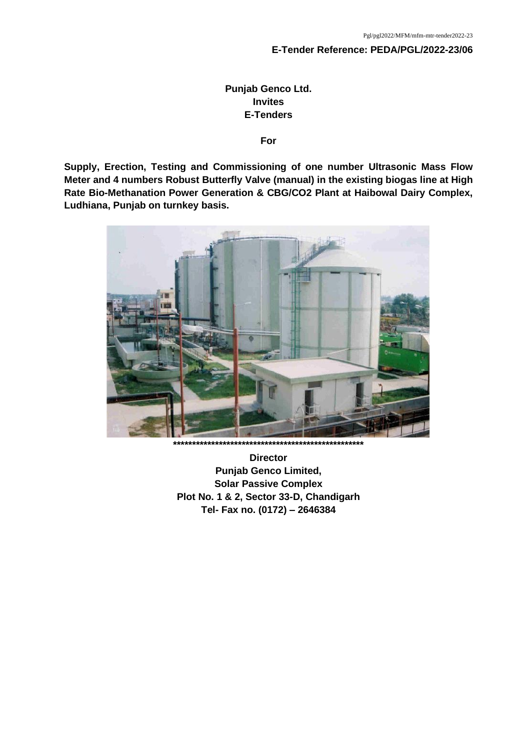Pgl/pgl2022/MFM/mfm-mtr-tender2022-23

**E-Tender Reference: PEDA/PGL/2022-23/06**

**Punjab Genco Ltd.**
**Invites**
**E-Tenders**

**For**

**Supply, Erection, Testing and Commissioning of one number Ultrasonic Mass Flow Meter and 4 numbers Robust Butterfly Valve (manual) in the existing biogas line at High Rate Bio-Methanation Power Generation & CBG/CO2 Plant at Haibowal Dairy Complex, Ludhiana, Punjab on turnkey basis.**

***************************************************

**Director**
**Punjab Genco Limited,**
**Solar Passive Complex**
**Plot No. 1 & 2, Sector 33-D, Chandigarh**
**Tel- Fax no. (0172) – 2646384**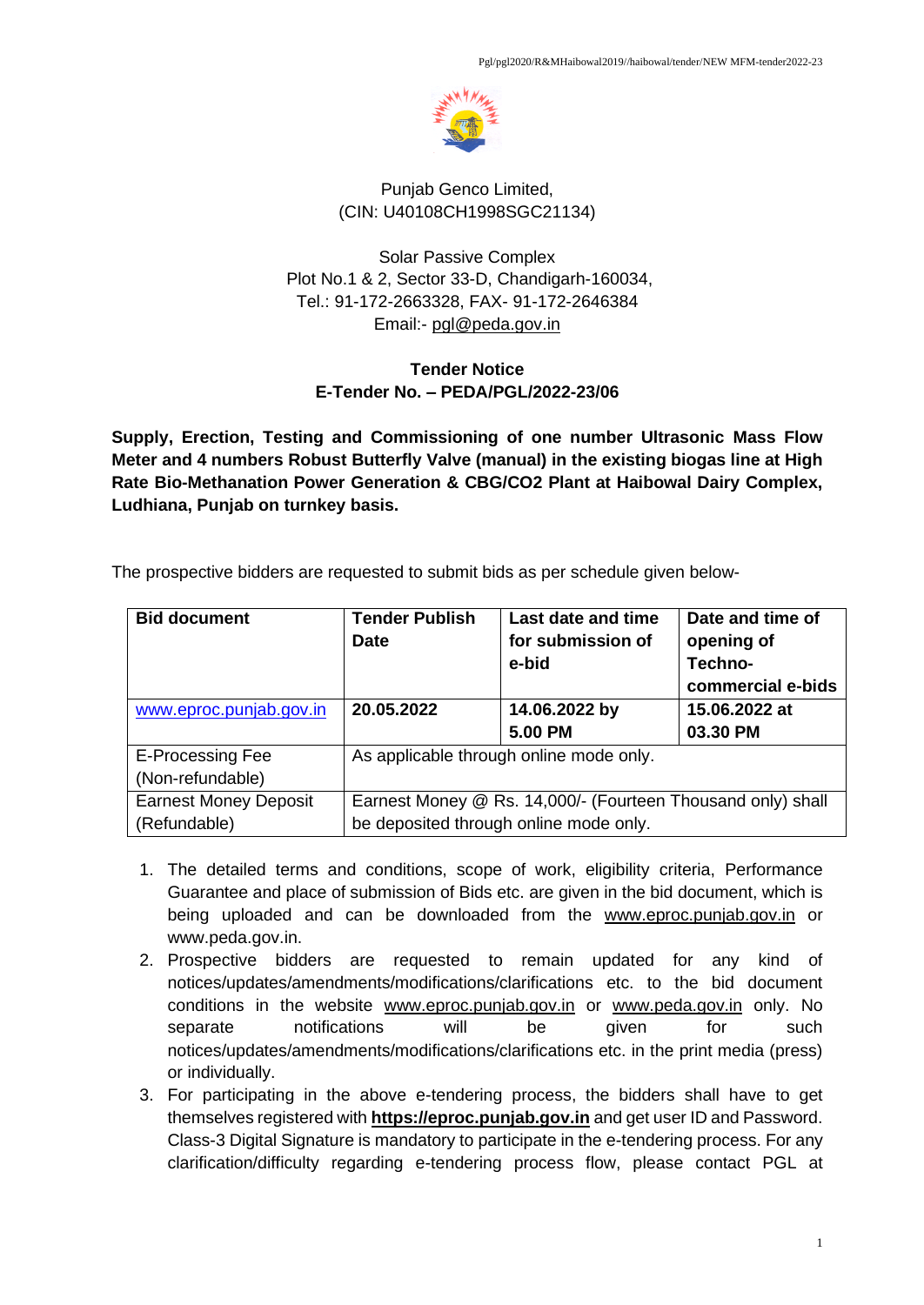Punjab Genco Limited,
(CIN: U40108CH1998SGC21134)

Solar Passive Complex
Plot No.1 & 2, Sector 33-D, Chandigarh-160034,
Tel.: 91-172-2663328, FAX- 91-172-2646384
Email:- pgl@peda.gov.in

**Tender Notice**
**E-Tender No. – PEDA/PGL/2022-23/06**

**Supply, Erection, Testing and Commissioning of one number Ultrasonic Mass Flow Meter and 4 numbers Robust Butterfly Valve (manual) in the existing biogas line at High Rate Bio-Methanation Power Generation & CBG/CO2 Plant at Haibowal Dairy Complex, Ludhiana, Punjab on turnkey basis.**

The prospective bidders are requested to submit bids as per schedule given below-

| **Bid document** | **Tender Publish Date** | **Last date and time for submission of e-bid** | **Date and time of opening of Techno-commercial e-bids** |
|---|---|---|---|
| www.eproc.punjab.gov.in | **20.05.2022** | **14.06.2022 by 5.00 PM** | **15.06.2022 at 03.30 PM** |
| E-Processing Fee (Non-refundable) | As applicable through online mode only. | | |
| Earnest Money Deposit (Refundable) | Earnest Money @ Rs. 14,000/- (Fourteen Thousand only) shall be deposited through online mode only. | | |

1. The detailed terms and conditions, scope of work, eligibility criteria, Performance Guarantee and place of submission of Bids etc. are given in the bid document, which is being uploaded and can be downloaded from the www.eproc.punjab.gov.in or www.peda.gov.in.
2. Prospective bidders are requested to remain updated for any kind of notices/updates/amendments/modifications/clarifications etc. to the bid document conditions in the website www.eproc.punjab.gov.in or www.peda.gov.in only. No separate notifications will be given for such notices/updates/amendments/modifications/clarifications etc. in the print media (press) or individually.
3. For participating in the above e-tendering process, the bidders shall have to get themselves registered with **https://eproc.punjab.gov.in** and get user ID and Password. Class-3 Digital Signature is mandatory to participate in the e-tendering process. For any clarification/difficulty regarding e-tendering process flow, please contact PGL at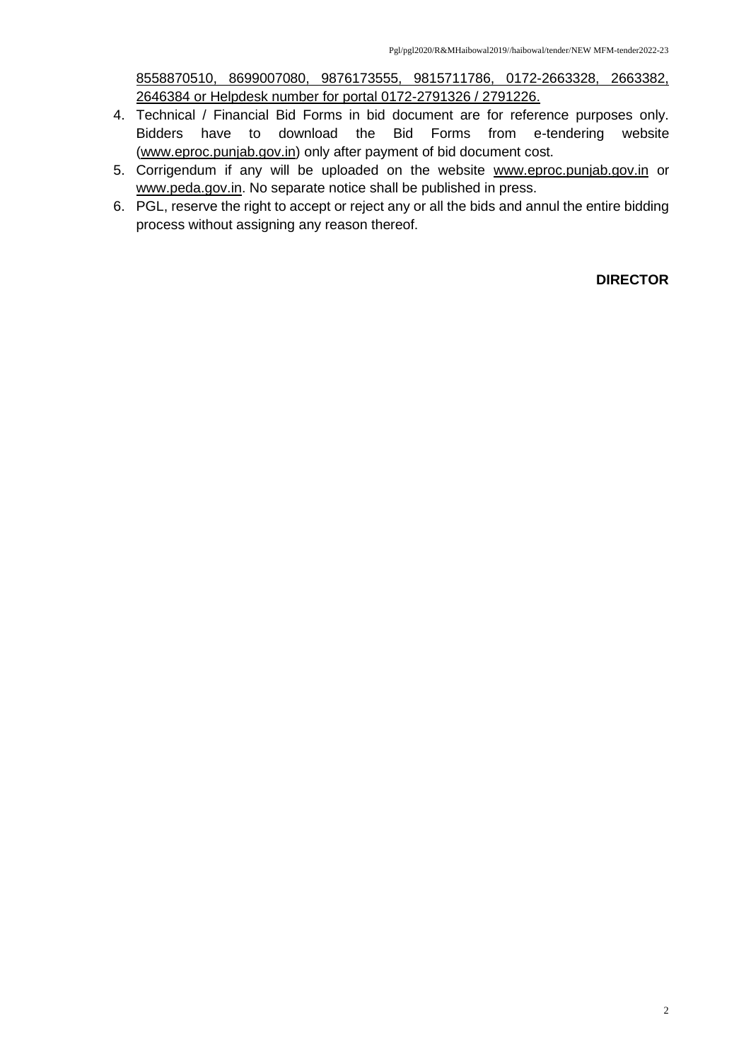8558870510, 8699007080, 9876173555, 9815711786, 0172-2663328, 2663382, 2646384 or Helpdesk number for portal 0172-2791326 / 2791226.

4. Technical / Financial Bid Forms in bid document are for reference purposes only. Bidders have to download the Bid Forms from e-tendering website (www.eproc.punjab.gov.in) only after payment of bid document cost.
5. Corrigendum if any will be uploaded on the website www.eproc.punjab.gov.in or www.peda.gov.in. No separate notice shall be published in press.
6. PGL, reserve the right to accept or reject any or all the bids and annul the entire bidding process without assigning any reason thereof.

**DIRECTOR**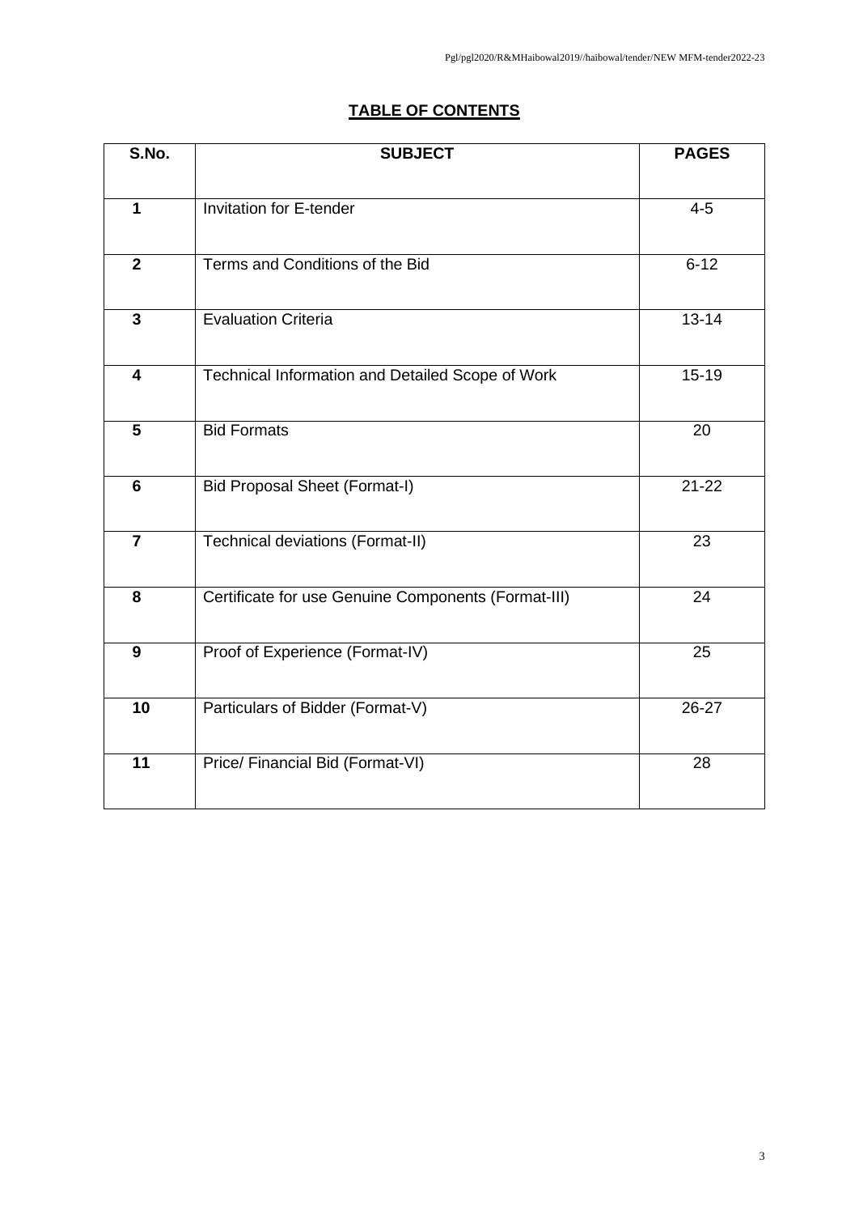## TABLE OF CONTENTS

| S.No. | SUBJECT | PAGES |
|---|---|---|
| 1 | Invitation for E-tender | 4-5 |
| 2 | Terms and Conditions of the Bid | 6-12 |
| 3 | Evaluation Criteria | 13-14 |
| 4 | Technical Information and Detailed Scope of Work | 15-19 |
| 5 | Bid Formats | 20 |
| 6 | Bid Proposal Sheet (Format-I) | 21-22 |
| 7 | Technical deviations (Format-II) | 23 |
| 8 | Certificate for use Genuine Components (Format-III) | 24 |
| 9 | Proof of Experience (Format-IV) | 25 |
| 10 | Particulars of Bidder (Format-V) | 26-27 |
| 11 | Price/ Financial Bid (Format-VI) | 28 |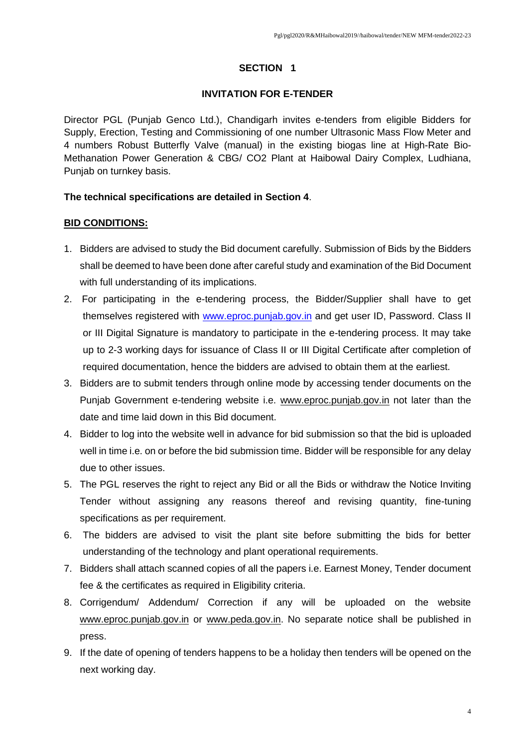# SECTION 1

## INVITATION FOR E-TENDER

Director PGL (Punjab Genco Ltd.), Chandigarh invites e-tenders from eligible Bidders for Supply, Erection, Testing and Commissioning of one number Ultrasonic Mass Flow Meter and 4 numbers Robust Butterfly Valve (manual) in the existing biogas line at High-Rate Bio-Methanation Power Generation & CBG/ CO2 Plant at Haibowal Dairy Complex, Ludhiana, Punjab on turnkey basis.

**The technical specifications are detailed in Section 4**.

**BID CONDITIONS:**

1. Bidders are advised to study the Bid document carefully. Submission of Bids by the Bidders shall be deemed to have been done after careful study and examination of the Bid Document with full understanding of its implications.
2. For participating in the e-tendering process, the Bidder/Supplier shall have to get themselves registered with www.eproc.punjab.gov.in and get user ID, Password. Class II or III Digital Signature is mandatory to participate in the e-tendering process. It may take up to 2-3 working days for issuance of Class II or III Digital Certificate after completion of required documentation, hence the bidders are advised to obtain them at the earliest.
3. Bidders are to submit tenders through online mode by accessing tender documents on the Punjab Government e-tendering website i.e. www.eproc.punjab.gov.in not later than the date and time laid down in this Bid document.
4. Bidder to log into the website well in advance for bid submission so that the bid is uploaded well in time i.e. on or before the bid submission time. Bidder will be responsible for any delay due to other issues.
5. The PGL reserves the right to reject any Bid or all the Bids or withdraw the Notice Inviting Tender without assigning any reasons thereof and revising quantity, fine-tuning specifications as per requirement.
6. The bidders are advised to visit the plant site before submitting the bids for better understanding of the technology and plant operational requirements.
7. Bidders shall attach scanned copies of all the papers i.e. Earnest Money, Tender document fee & the certificates as required in Eligibility criteria.
8. Corrigendum/ Addendum/ Correction if any will be uploaded on the website www.eproc.punjab.gov.in or www.peda.gov.in. No separate notice shall be published in press.
9. If the date of opening of tenders happens to be a holiday then tenders will be opened on the next working day.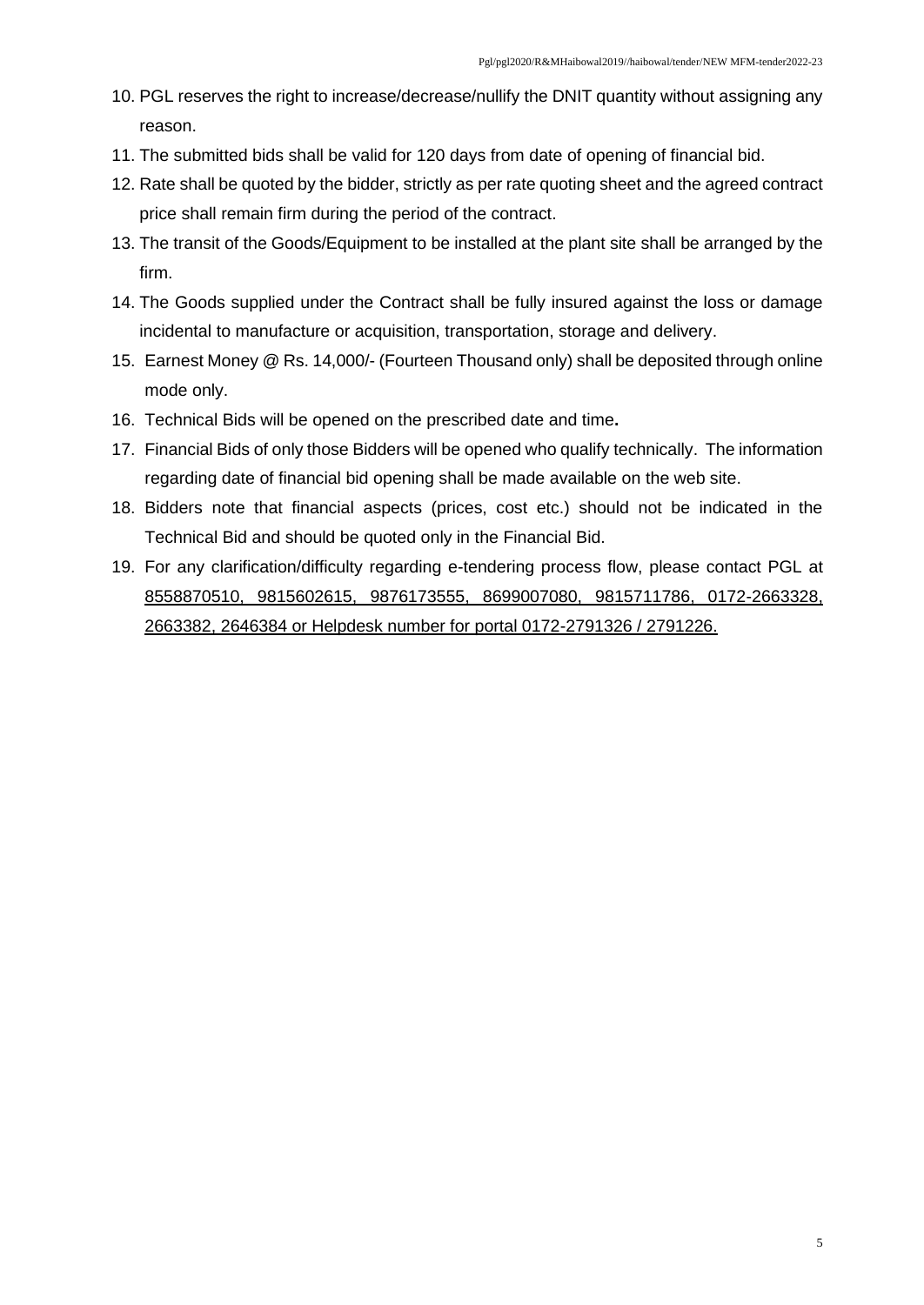10. PGL reserves the right to increase/decrease/nullify the DNIT quantity without assigning any reason.
11. The submitted bids shall be valid for 120 days from date of opening of financial bid.
12. Rate shall be quoted by the bidder, strictly as per rate quoting sheet and the agreed contract price shall remain firm during the period of the contract.
13. The transit of the Goods/Equipment to be installed at the plant site shall be arranged by the firm.
14. The Goods supplied under the Contract shall be fully insured against the loss or damage incidental to manufacture or acquisition, transportation, storage and delivery.
15. Earnest Money @ Rs. 14,000/- (Fourteen Thousand only) shall be deposited through online mode only.
16. Technical Bids will be opened on the prescribed date and time**.**
17. Financial Bids of only those Bidders will be opened who qualify technically. The information regarding date of financial bid opening shall be made available on the web site.
18. Bidders note that financial aspects (prices, cost etc.) should not be indicated in the Technical Bid and should be quoted only in the Financial Bid.
19. For any clarification/difficulty regarding e-tendering process flow, please contact PGL at 8558870510, 9815602615, 9876173555, 8699007080, 9815711786, 0172-2663328, 2663382, 2646384 or Helpdesk number for portal 0172-2791326 / 2791226.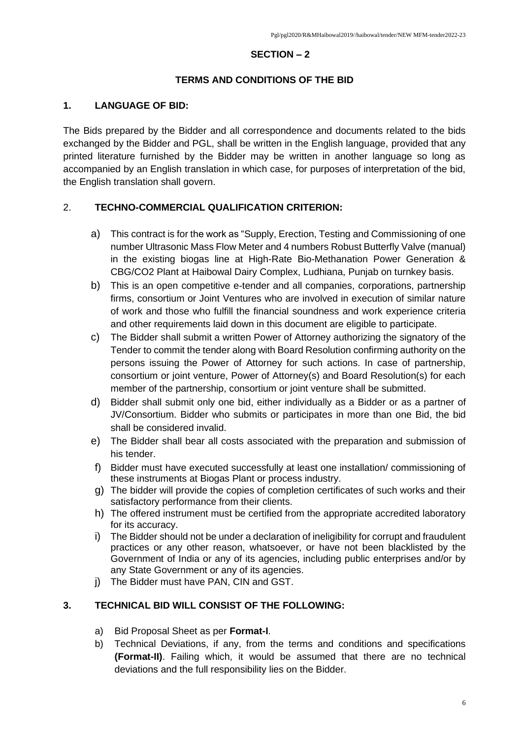## SECTION – 2

### TERMS AND CONDITIONS OF THE BID

**1. LANGUAGE OF BID:**

The Bids prepared by the Bidder and all correspondence and documents related to the bids exchanged by the Bidder and PGL, shall be written in the English language, provided that any printed literature furnished by the Bidder may be written in another language so long as accompanied by an English translation in which case, for purposes of interpretation of the bid, the English translation shall govern.

2. **TECHNO-COMMERCIAL QUALIFICATION CRITERION:**

a) This contract is for the work as "Supply, Erection, Testing and Commissioning of one number Ultrasonic Mass Flow Meter and 4 numbers Robust Butterfly Valve (manual) in the existing biogas line at High-Rate Bio-Methanation Power Generation & CBG/CO2 Plant at Haibowal Dairy Complex, Ludhiana, Punjab on turnkey basis.

b) This is an open competitive e-tender and all companies, corporations, partnership firms, consortium or Joint Ventures who are involved in execution of similar nature of work and those who fulfill the financial soundness and work experience criteria and other requirements laid down in this document are eligible to participate.

c) The Bidder shall submit a written Power of Attorney authorizing the signatory of the Tender to commit the tender along with Board Resolution confirming authority on the persons issuing the Power of Attorney for such actions. In case of partnership, consortium or joint venture, Power of Attorney(s) and Board Resolution(s) for each member of the partnership, consortium or joint venture shall be submitted.

d) Bidder shall submit only one bid, either individually as a Bidder or as a partner of JV/Consortium. Bidder who submits or participates in more than one Bid, the bid shall be considered invalid.

e) The Bidder shall bear all costs associated with the preparation and submission of his tender.

f) Bidder must have executed successfully at least one installation/ commissioning of these instruments at Biogas Plant or process industry.

g) The bidder will provide the copies of completion certificates of such works and their satisfactory performance from their clients.

h) The offered instrument must be certified from the appropriate accredited laboratory for its accuracy.

i) The Bidder should not be under a declaration of ineligibility for corrupt and fraudulent practices or any other reason, whatsoever, or have not been blacklisted by the Government of India or any of its agencies, including public enterprises and/or by any State Government or any of its agencies.

j) The Bidder must have PAN, CIN and GST.

**3. TECHNICAL BID WILL CONSIST OF THE FOLLOWING:**

a) Bid Proposal Sheet as per **Format-I**.

b) Technical Deviations, if any, from the terms and conditions and specifications **(Format-II)**. Failing which, it would be assumed that there are no technical deviations and the full responsibility lies on the Bidder.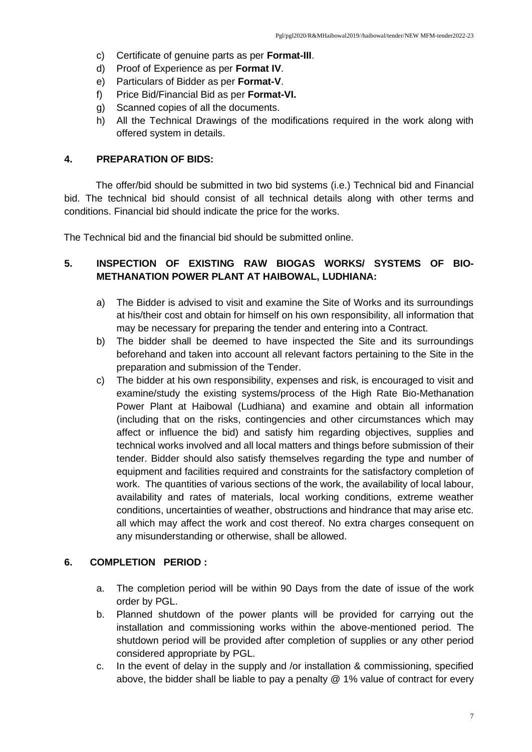c) Certificate of genuine parts as per **Format-III**.
d) Proof of Experience as per **Format IV**.
e) Particulars of Bidder as per **Format-V**.
f) Price Bid/Financial Bid as per **Format-VI.**
g) Scanned copies of all the documents.
h) All the Technical Drawings of the modifications required in the work along with offered system in details.

## 4. PREPARATION OF BIDS:

The offer/bid should be submitted in two bid systems (i.e.) Technical bid and Financial bid. The technical bid should consist of all technical details along with other terms and conditions. Financial bid should indicate the price for the works.

The Technical bid and the financial bid should be submitted online.

## 5. INSPECTION OF EXISTING RAW BIOGAS WORKS/ SYSTEMS OF BIO-METHANATION POWER PLANT AT HAIBOWAL, LUDHIANA:

a) The Bidder is advised to visit and examine the Site of Works and its surroundings at his/their cost and obtain for himself on his own responsibility, all information that may be necessary for preparing the tender and entering into a Contract.
b) The bidder shall be deemed to have inspected the Site and its surroundings beforehand and taken into account all relevant factors pertaining to the Site in the preparation and submission of the Tender.
c) The bidder at his own responsibility, expenses and risk, is encouraged to visit and examine/study the existing systems/process of the High Rate Bio-Methanation Power Plant at Haibowal (Ludhiana) and examine and obtain all information (including that on the risks, contingencies and other circumstances which may affect or influence the bid) and satisfy him regarding objectives, supplies and technical works involved and all local matters and things before submission of their tender. Bidder should also satisfy themselves regarding the type and number of equipment and facilities required and constraints for the satisfactory completion of work. The quantities of various sections of the work, the availability of local labour, availability and rates of materials, local working conditions, extreme weather conditions, uncertainties of weather, obstructions and hindrance that may arise etc. all which may affect the work and cost thereof. No extra charges consequent on any misunderstanding or otherwise, shall be allowed.

## 6. COMPLETION PERIOD :

a. The completion period will be within 90 Days from the date of issue of the work order by PGL.
b. Planned shutdown of the power plants will be provided for carrying out the installation and commissioning works within the above-mentioned period. The shutdown period will be provided after completion of supplies or any other period considered appropriate by PGL.
c. In the event of delay in the supply and /or installation & commissioning, specified above, the bidder shall be liable to pay a penalty @ 1% value of contract for every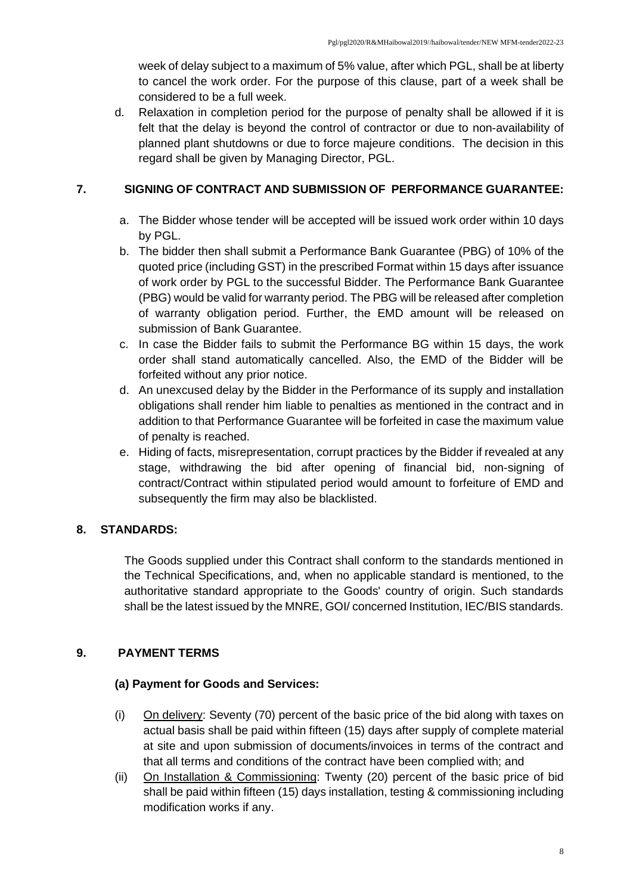week of delay subject to a maximum of 5% value, after which PGL, shall be at liberty to cancel the work order. For the purpose of this clause, part of a week shall be considered to be a full week.

d. Relaxation in completion period for the purpose of penalty shall be allowed if it is felt that the delay is beyond the control of contractor or due to non-availability of planned plant shutdowns or due to force majeure conditions. The decision in this regard shall be given by Managing Director, PGL.

## 7. SIGNING OF CONTRACT AND SUBMISSION OF PERFORMANCE GUARANTEE:

a. The Bidder whose tender will be accepted will be issued work order within 10 days by PGL.

b. The bidder then shall submit a Performance Bank Guarantee (PBG) of 10% of the quoted price (including GST) in the prescribed Format within 15 days after issuance of work order by PGL to the successful Bidder. The Performance Bank Guarantee (PBG) would be valid for warranty period. The PBG will be released after completion of warranty obligation period. Further, the EMD amount will be released on submission of Bank Guarantee.

c. In case the Bidder fails to submit the Performance BG within 15 days, the work order shall stand automatically cancelled. Also, the EMD of the Bidder will be forfeited without any prior notice.

d. An unexcused delay by the Bidder in the Performance of its supply and installation obligations shall render him liable to penalties as mentioned in the contract and in addition to that Performance Guarantee will be forfeited in case the maximum value of penalty is reached.

e. Hiding of facts, misrepresentation, corrupt practices by the Bidder if revealed at any stage, withdrawing the bid after opening of financial bid, non-signing of contract/Contract within stipulated period would amount to forfeiture of EMD and subsequently the firm may also be blacklisted.

## 8. STANDARDS:

The Goods supplied under this Contract shall conform to the standards mentioned in the Technical Specifications, and, when no applicable standard is mentioned, to the authoritative standard appropriate to the Goods' country of origin. Such standards shall be the latest issued by the MNRE, GOI/ concerned Institution, IEC/BIS standards.

## 9. PAYMENT TERMS

### (a) Payment for Goods and Services:

(i) On delivery: Seventy (70) percent of the basic price of the bid along with taxes on actual basis shall be paid within fifteen (15) days after supply of complete material at site and upon submission of documents/invoices in terms of the contract and that all terms and conditions of the contract have been complied with; and

(ii) On Installation & Commissioning: Twenty (20) percent of the basic price of bid shall be paid within fifteen (15) days installation, testing & commissioning including modification works if any.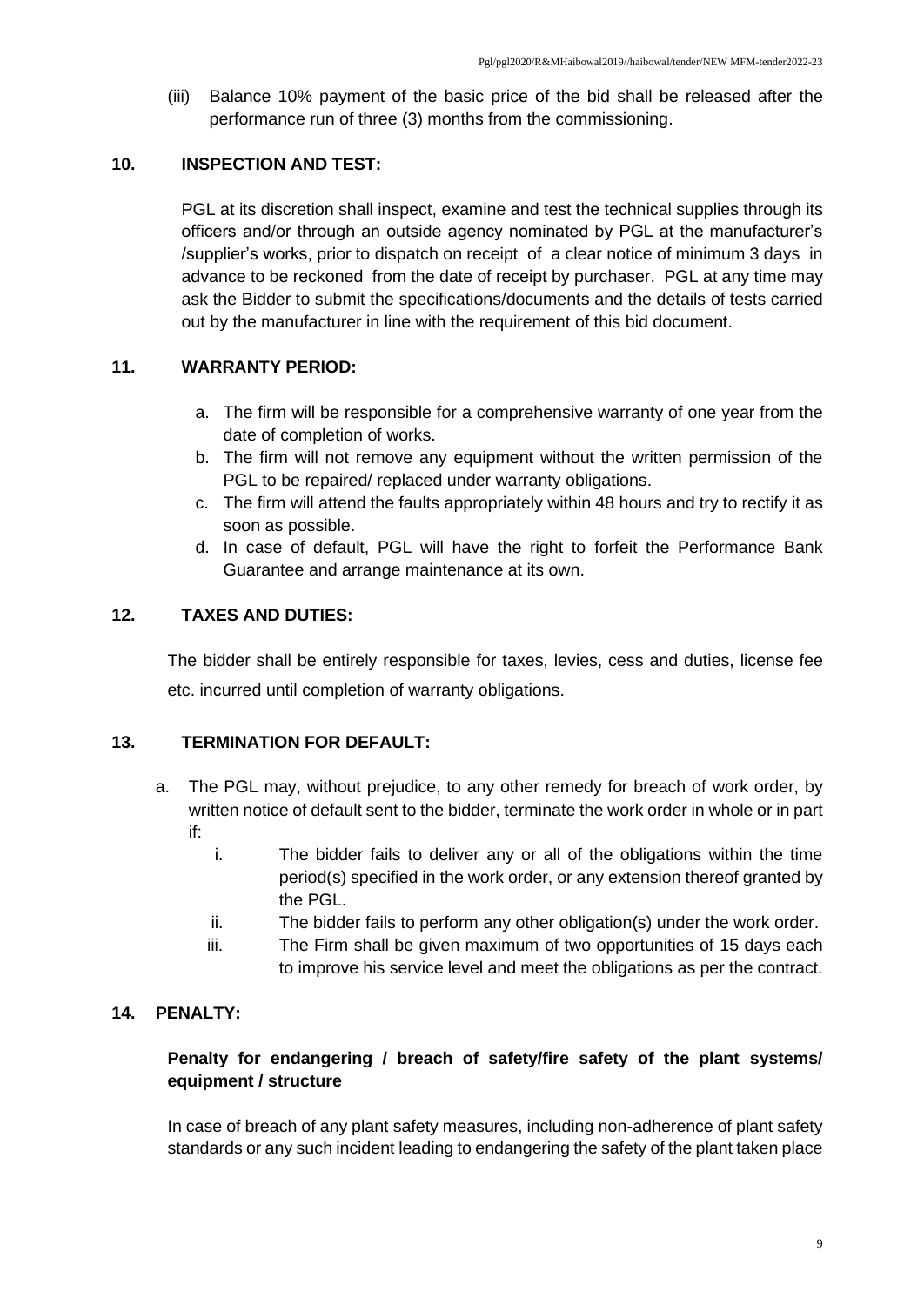(iii) Balance 10% payment of the basic price of the bid shall be released after the performance run of three (3) months from the commissioning.

## 10. INSPECTION AND TEST:

PGL at its discretion shall inspect, examine and test the technical supplies through its officers and/or through an outside agency nominated by PGL at the manufacturer's /supplier's works, prior to dispatch on receipt of a clear notice of minimum 3 days in advance to be reckoned from the date of receipt by purchaser. PGL at any time may ask the Bidder to submit the specifications/documents and the details of tests carried out by the manufacturer in line with the requirement of this bid document.

## 11. WARRANTY PERIOD:

a. The firm will be responsible for a comprehensive warranty of one year from the date of completion of works.
b. The firm will not remove any equipment without the written permission of the PGL to be repaired/ replaced under warranty obligations.
c. The firm will attend the faults appropriately within 48 hours and try to rectify it as soon as possible.
d. In case of default, PGL will have the right to forfeit the Performance Bank Guarantee and arrange maintenance at its own.

## 12. TAXES AND DUTIES:

The bidder shall be entirely responsible for taxes, levies, cess and duties, license fee etc. incurred until completion of warranty obligations.

## 13. TERMINATION FOR DEFAULT:

a. The PGL may, without prejudice, to any other remedy for breach of work order, by written notice of default sent to the bidder, terminate the work order in whole or in part if:
   i. The bidder fails to deliver any or all of the obligations within the time period(s) specified in the work order, or any extension thereof granted by the PGL.
   ii. The bidder fails to perform any other obligation(s) under the work order.
   iii. The Firm shall be given maximum of two opportunities of 15 days each to improve his service level and meet the obligations as per the contract.

## 14. PENALTY:

**Penalty for endangering / breach of safety/fire safety of the plant systems/ equipment / structure**

In case of breach of any plant safety measures, including non-adherence of plant safety standards or any such incident leading to endangering the safety of the plant taken place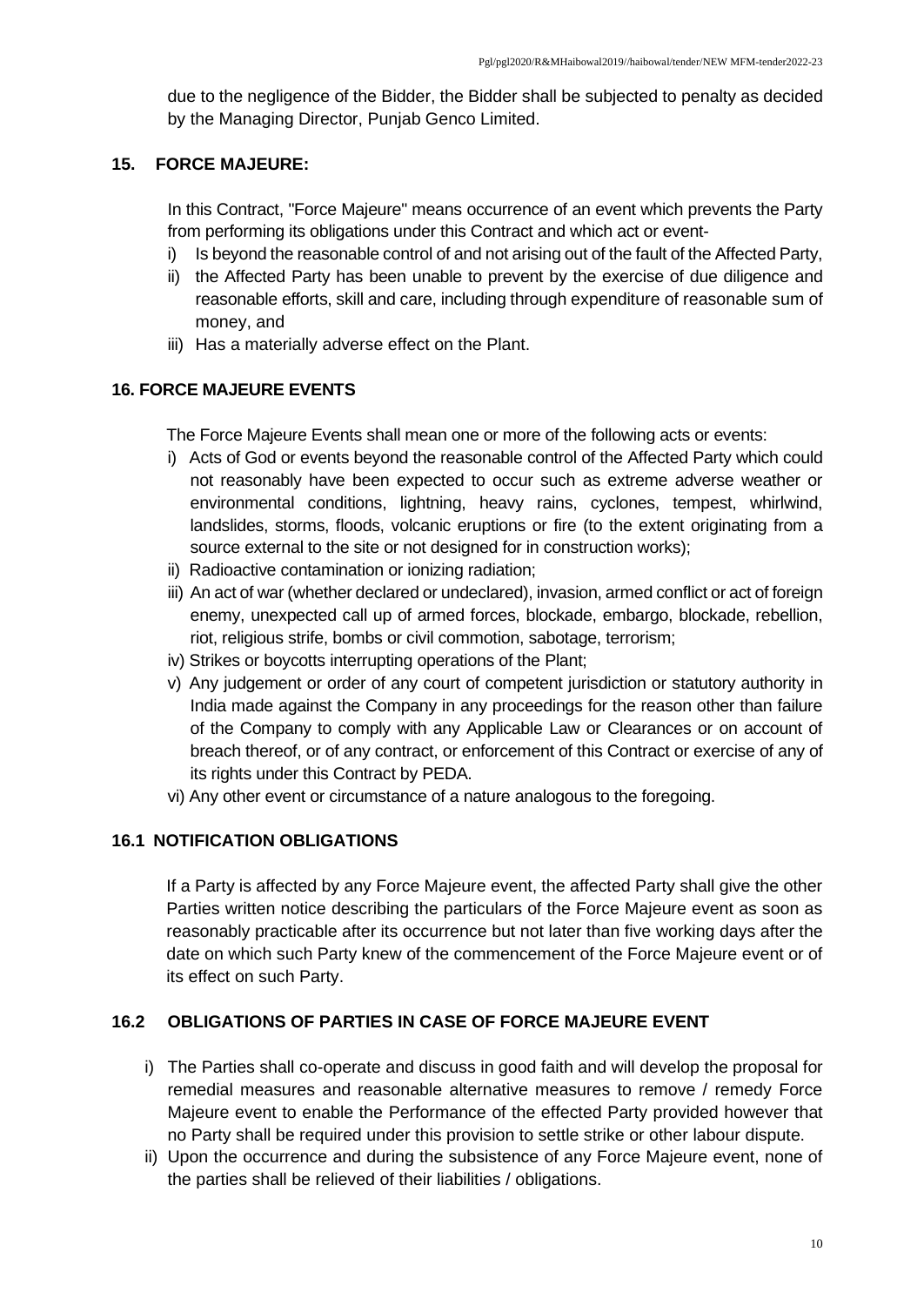due to the negligence of the Bidder, the Bidder shall be subjected to penalty as decided by the Managing Director, Punjab Genco Limited.

## 15. FORCE MAJEURE:

In this Contract, "Force Majeure" means occurrence of an event which prevents the Party from performing its obligations under this Contract and which act or event-

i) Is beyond the reasonable control of and not arising out of the fault of the Affected Party,
ii) the Affected Party has been unable to prevent by the exercise of due diligence and reasonable efforts, skill and care, including through expenditure of reasonable sum of money, and
iii) Has a materially adverse effect on the Plant.

## 16. FORCE MAJEURE EVENTS

The Force Majeure Events shall mean one or more of the following acts or events:

i) Acts of God or events beyond the reasonable control of the Affected Party which could not reasonably have been expected to occur such as extreme adverse weather or environmental conditions, lightning, heavy rains, cyclones, tempest, whirlwind, landslides, storms, floods, volcanic eruptions or fire (to the extent originating from a source external to the site or not designed for in construction works);
ii) Radioactive contamination or ionizing radiation;
iii) An act of war (whether declared or undeclared), invasion, armed conflict or act of foreign enemy, unexpected call up of armed forces, blockade, embargo, blockade, rebellion, riot, religious strife, bombs or civil commotion, sabotage, terrorism;
iv) Strikes or boycotts interrupting operations of the Plant;
v) Any judgement or order of any court of competent jurisdiction or statutory authority in India made against the Company in any proceedings for the reason other than failure of the Company to comply with any Applicable Law or Clearances or on account of breach thereof, or of any contract, or enforcement of this Contract or exercise of any of its rights under this Contract by PEDA.
vi) Any other event or circumstance of a nature analogous to the foregoing.

### 16.1 NOTIFICATION OBLIGATIONS

If a Party is affected by any Force Majeure event, the affected Party shall give the other Parties written notice describing the particulars of the Force Majeure event as soon as reasonably practicable after its occurrence but not later than five working days after the date on which such Party knew of the commencement of the Force Majeure event or of its effect on such Party.

### 16.2 OBLIGATIONS OF PARTIES IN CASE OF FORCE MAJEURE EVENT

i) The Parties shall co-operate and discuss in good faith and will develop the proposal for remedial measures and reasonable alternative measures to remove / remedy Force Majeure event to enable the Performance of the effected Party provided however that no Party shall be required under this provision to settle strike or other labour dispute.
ii) Upon the occurrence and during the subsistence of any Force Majeure event, none of the parties shall be relieved of their liabilities / obligations.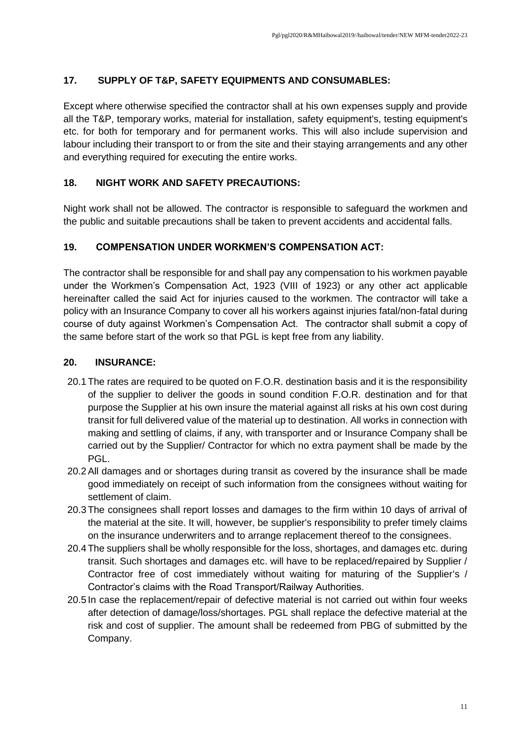## 17. SUPPLY OF T&P, SAFETY EQUIPMENTS AND CONSUMABLES:

Except where otherwise specified the contractor shall at his own expenses supply and provide all the T&P, temporary works, material for installation, safety equipment's, testing equipment's etc. for both for temporary and for permanent works. This will also include supervision and labour including their transport to or from the site and their staying arrangements and any other and everything required for executing the entire works.

## 18. NIGHT WORK AND SAFETY PRECAUTIONS:

Night work shall not be allowed. The contractor is responsible to safeguard the workmen and the public and suitable precautions shall be taken to prevent accidents and accidental falls.

## 19. COMPENSATION UNDER WORKMEN'S COMPENSATION ACT:

The contractor shall be responsible for and shall pay any compensation to his workmen payable under the Workmen's Compensation Act, 1923 (VIII of 1923) or any other act applicable hereinafter called the said Act for injuries caused to the workmen. The contractor will take a policy with an Insurance Company to cover all his workers against injuries fatal/non-fatal during course of duty against Workmen's Compensation Act. The contractor shall submit a copy of the same before start of the work so that PGL is kept free from any liability.

## 20. INSURANCE:

20.1 The rates are required to be quoted on F.O.R. destination basis and it is the responsibility of the supplier to deliver the goods in sound condition F.O.R. destination and for that purpose the Supplier at his own insure the material against all risks at his own cost during transit for full delivered value of the material up to destination. All works in connection with making and settling of claims, if any, with transporter and or Insurance Company shall be carried out by the Supplier/ Contractor for which no extra payment shall be made by the PGL.

20.2 All damages and or shortages during transit as covered by the insurance shall be made good immediately on receipt of such information from the consignees without waiting for settlement of claim.

20.3 The consignees shall report losses and damages to the firm within 10 days of arrival of the material at the site. It will, however, be supplier's responsibility to prefer timely claims on the insurance underwriters and to arrange replacement thereof to the consignees.

20.4 The suppliers shall be wholly responsible for the loss, shortages, and damages etc. during transit. Such shortages and damages etc. will have to be replaced/repaired by Supplier / Contractor free of cost immediately without waiting for maturing of the Supplier's / Contractor's claims with the Road Transport/Railway Authorities.

20.5 In case the replacement/repair of defective material is not carried out within four weeks after detection of damage/loss/shortages. PGL shall replace the defective material at the risk and cost of supplier. The amount shall be redeemed from PBG of submitted by the Company.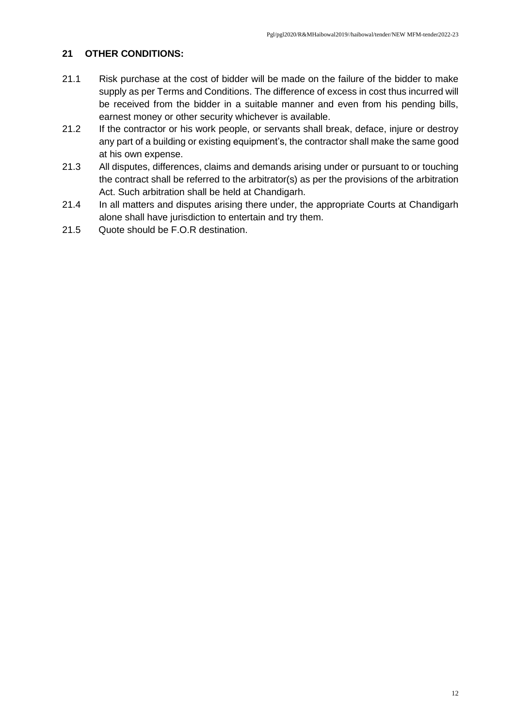## 21 OTHER CONDITIONS:

21.1 Risk purchase at the cost of bidder will be made on the failure of the bidder to make supply as per Terms and Conditions. The difference of excess in cost thus incurred will be received from the bidder in a suitable manner and even from his pending bills, earnest money or other security whichever is available.

21.2 If the contractor or his work people, or servants shall break, deface, injure or destroy any part of a building or existing equipment's, the contractor shall make the same good at his own expense.

21.3 All disputes, differences, claims and demands arising under or pursuant to or touching the contract shall be referred to the arbitrator(s) as per the provisions of the arbitration Act. Such arbitration shall be held at Chandigarh.

21.4 In all matters and disputes arising there under, the appropriate Courts at Chandigarh alone shall have jurisdiction to entertain and try them.

21.5 Quote should be F.O.R destination.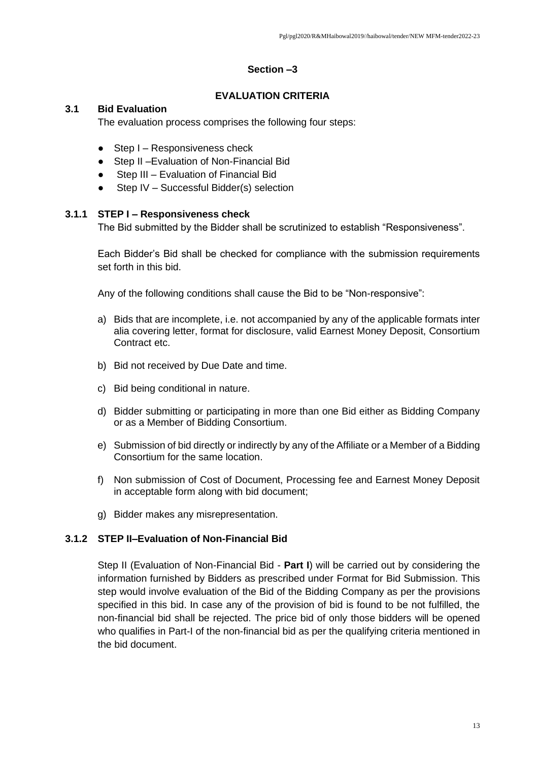## Section –3

### EVALUATION CRITERIA

### 3.1 Bid Evaluation

The evaluation process comprises the following four steps:

- Step I – Responsiveness check
- Step II –Evaluation of Non-Financial Bid
- Step III – Evaluation of Financial Bid
- Step IV – Successful Bidder(s) selection

#### 3.1.1 STEP I – Responsiveness check

The Bid submitted by the Bidder shall be scrutinized to establish "Responsiveness".

Each Bidder's Bid shall be checked for compliance with the submission requirements set forth in this bid.

Any of the following conditions shall cause the Bid to be "Non-responsive":

a) Bids that are incomplete, i.e. not accompanied by any of the applicable formats inter alia covering letter, format for disclosure, valid Earnest Money Deposit, Consortium Contract etc.

b) Bid not received by Due Date and time.

c) Bid being conditional in nature.

d) Bidder submitting or participating in more than one Bid either as Bidding Company or as a Member of Bidding Consortium.

e) Submission of bid directly or indirectly by any of the Affiliate or a Member of a Bidding Consortium for the same location.

f) Non submission of Cost of Document, Processing fee and Earnest Money Deposit in acceptable form along with bid document;

g) Bidder makes any misrepresentation.

#### 3.1.2 STEP II–Evaluation of Non-Financial Bid

Step II (Evaluation of Non-Financial Bid - **Part I**) will be carried out by considering the information furnished by Bidders as prescribed under Format for Bid Submission. This step would involve evaluation of the Bid of the Bidding Company as per the provisions specified in this bid. In case any of the provision of bid is found to be not fulfilled, the non-financial bid shall be rejected. The price bid of only those bidders will be opened who qualifies in Part-I of the non-financial bid as per the qualifying criteria mentioned in the bid document.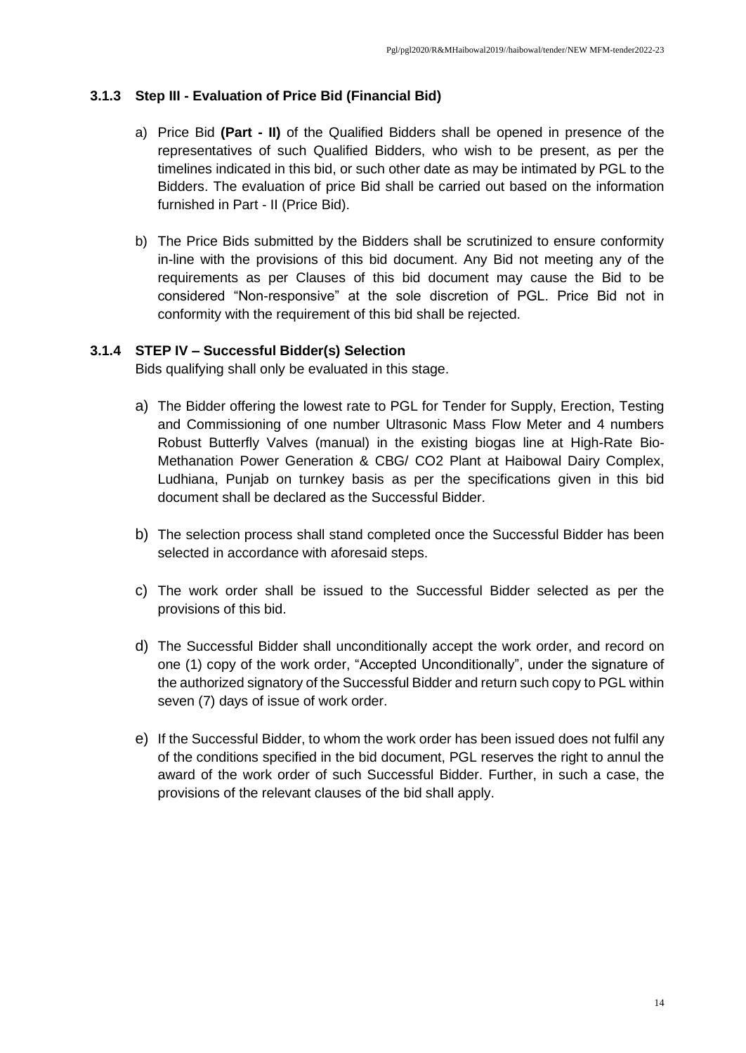### 3.1.3 Step III - Evaluation of Price Bid (Financial Bid)

a) Price Bid **(Part - II)** of the Qualified Bidders shall be opened in presence of the representatives of such Qualified Bidders, who wish to be present, as per the timelines indicated in this bid, or such other date as may be intimated by PGL to the Bidders. The evaluation of price Bid shall be carried out based on the information furnished in Part - II (Price Bid).

b) The Price Bids submitted by the Bidders shall be scrutinized to ensure conformity in-line with the provisions of this bid document. Any Bid not meeting any of the requirements as per Clauses of this bid document may cause the Bid to be considered "Non-responsive" at the sole discretion of PGL. Price Bid not in conformity with the requirement of this bid shall be rejected.

### 3.1.4 STEP IV – Successful Bidder(s) Selection

Bids qualifying shall only be evaluated in this stage.

a) The Bidder offering the lowest rate to PGL for Tender for Supply, Erection, Testing and Commissioning of one number Ultrasonic Mass Flow Meter and 4 numbers Robust Butterfly Valves (manual) in the existing biogas line at High-Rate Bio-Methanation Power Generation & CBG/ CO2 Plant at Haibowal Dairy Complex, Ludhiana, Punjab on turnkey basis as per the specifications given in this bid document shall be declared as the Successful Bidder.

b) The selection process shall stand completed once the Successful Bidder has been selected in accordance with aforesaid steps.

c) The work order shall be issued to the Successful Bidder selected as per the provisions of this bid.

d) The Successful Bidder shall unconditionally accept the work order, and record on one (1) copy of the work order, "Accepted Unconditionally", under the signature of the authorized signatory of the Successful Bidder and return such copy to PGL within seven (7) days of issue of work order.

e) If the Successful Bidder, to whom the work order has been issued does not fulfil any of the conditions specified in the bid document, PGL reserves the right to annul the award of the work order of such Successful Bidder. Further, in such a case, the provisions of the relevant clauses of the bid shall apply.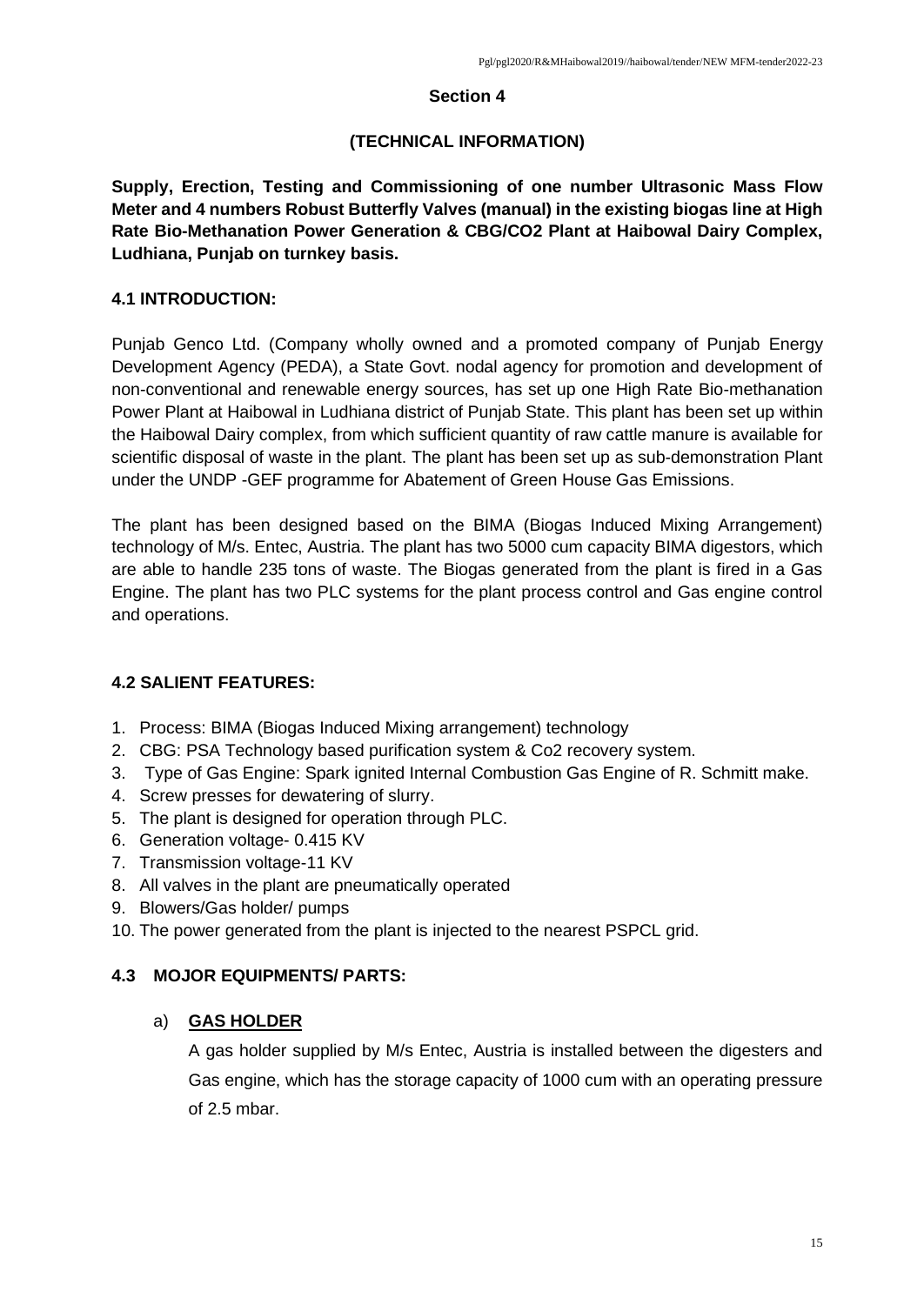## Section 4

## (TECHNICAL INFORMATION)

**Supply, Erection, Testing and Commissioning of one number Ultrasonic Mass Flow Meter and 4 numbers Robust Butterfly Valves (manual) in the existing biogas line at High Rate Bio-Methanation Power Generation & CBG/CO2 Plant at Haibowal Dairy Complex, Ludhiana, Punjab on turnkey basis.**

### 4.1 INTRODUCTION:

Punjab Genco Ltd. (Company wholly owned and a promoted company of Punjab Energy Development Agency (PEDA), a State Govt. nodal agency for promotion and development of non-conventional and renewable energy sources, has set up one High Rate Bio-methanation Power Plant at Haibowal in Ludhiana district of Punjab State. This plant has been set up within the Haibowal Dairy complex, from which sufficient quantity of raw cattle manure is available for scientific disposal of waste in the plant. The plant has been set up as sub-demonstration Plant under the UNDP -GEF programme for Abatement of Green House Gas Emissions.

The plant has been designed based on the BIMA (Biogas Induced Mixing Arrangement) technology of M/s. Entec, Austria. The plant has two 5000 cum capacity BIMA digestors, which are able to handle 235 tons of waste. The Biogas generated from the plant is fired in a Gas Engine. The plant has two PLC systems for the plant process control and Gas engine control and operations.

### 4.2 SALIENT FEATURES:

1. Process: BIMA (Biogas Induced Mixing arrangement) technology
2. CBG: PSA Technology based purification system & Co2 recovery system.
3. Type of Gas Engine: Spark ignited Internal Combustion Gas Engine of R. Schmitt make.
4. Screw presses for dewatering of slurry.
5. The plant is designed for operation through PLC.
6. Generation voltage- 0.415 KV
7. Transmission voltage-11 KV
8. All valves in the plant are pneumatically operated
9. Blowers/Gas holder/ pumps
10. The power generated from the plant is injected to the nearest PSPCL grid.

### 4.3 MOJOR EQUIPMENTS/ PARTS:

a) **GAS HOLDER**

A gas holder supplied by M/s Entec, Austria is installed between the digesters and Gas engine, which has the storage capacity of 1000 cum with an operating pressure of 2.5 mbar.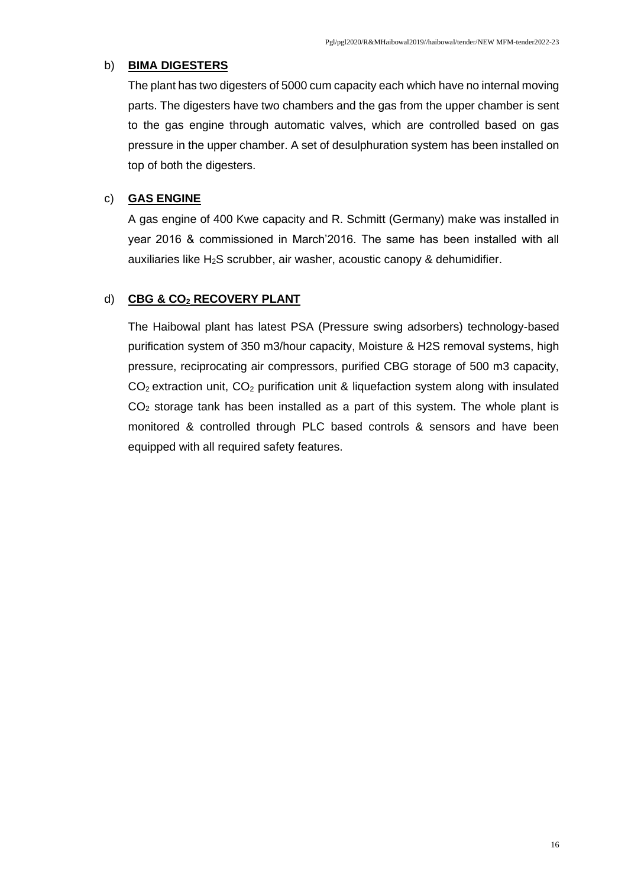b) **BIMA DIGESTERS**

The plant has two digesters of 5000 cum capacity each which have no internal moving parts. The digesters have two chambers and the gas from the upper chamber is sent to the gas engine through automatic valves, which are controlled based on gas pressure in the upper chamber. A set of desulphuration system has been installed on top of both the digesters.

c) **GAS ENGINE**

A gas engine of 400 Kwe capacity and R. Schmitt (Germany) make was installed in year 2016 & commissioned in March'2016. The same has been installed with all auxiliaries like $H_2S$ scrubber, air washer, acoustic canopy & dehumidifier.

d) **CBG & $CO_2$ RECOVERY PLANT**

The Haibowal plant has latest PSA (Pressure swing adsorbers) technology-based purification system of 350 m3/hour capacity, Moisture & H2S removal systems, high pressure, reciprocating air compressors, purified CBG storage of 500 m3 capacity, $CO_2$ extraction unit, $CO_2$ purification unit & liquefaction system along with insulated $CO_2$ storage tank has been installed as a part of this system. The whole plant is monitored & controlled through PLC based controls & sensors and have been equipped with all required safety features.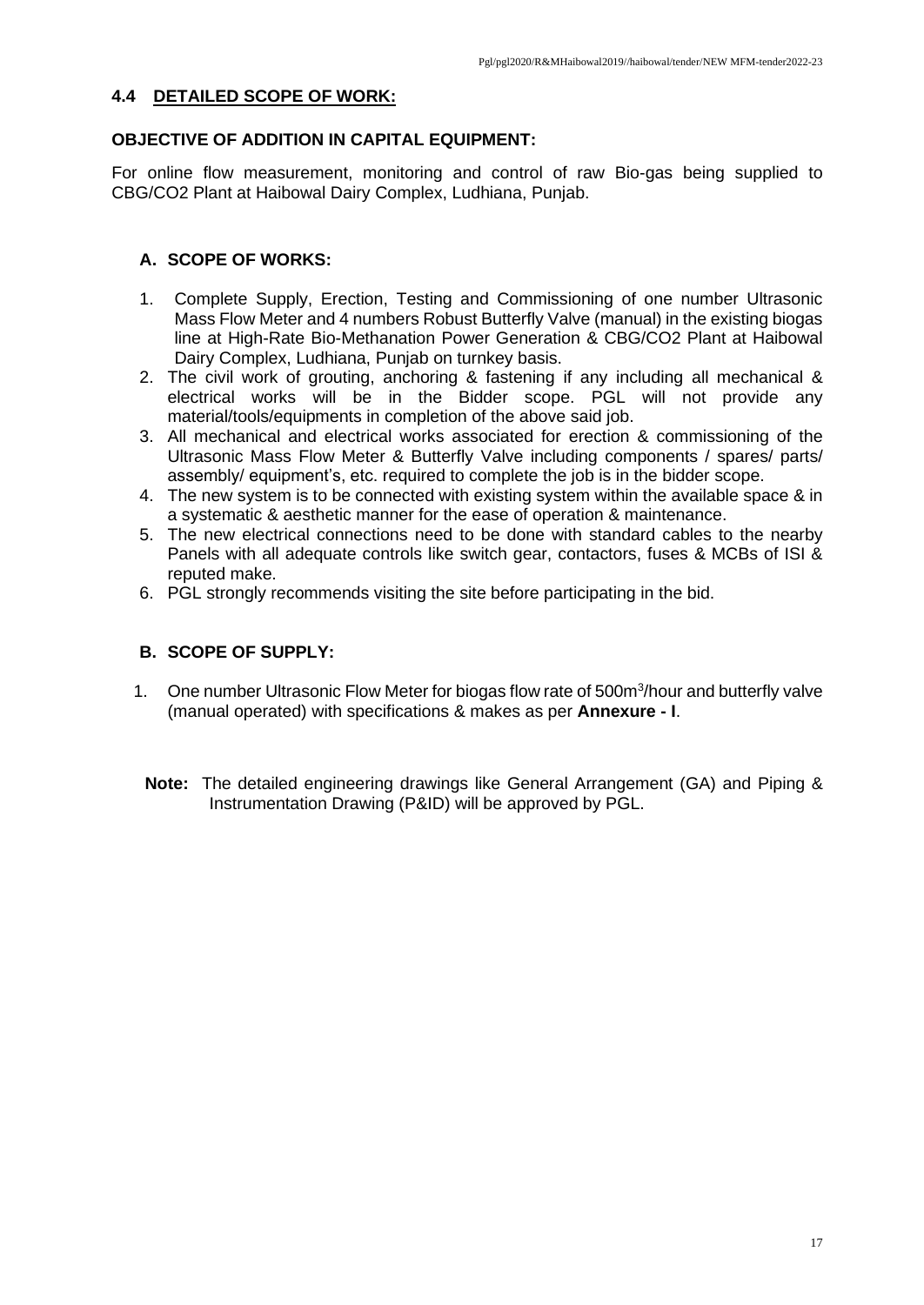## 4.4 DETAILED SCOPE OF WORK:

**OBJECTIVE OF ADDITION IN CAPITAL EQUIPMENT:**

For online flow measurement, monitoring and control of raw Bio-gas being supplied to CBG/CO2 Plant at Haibowal Dairy Complex, Ludhiana, Punjab.

### A. SCOPE OF WORKS:

1. Complete Supply, Erection, Testing and Commissioning of one number Ultrasonic Mass Flow Meter and 4 numbers Robust Butterfly Valve (manual) in the existing biogas line at High-Rate Bio-Methanation Power Generation & CBG/CO2 Plant at Haibowal Dairy Complex, Ludhiana, Punjab on turnkey basis.
2. The civil work of grouting, anchoring & fastening if any including all mechanical & electrical works will be in the Bidder scope. PGL will not provide any material/tools/equipments in completion of the above said job.
3. All mechanical and electrical works associated for erection & commissioning of the Ultrasonic Mass Flow Meter & Butterfly Valve including components / spares/ parts/ assembly/ equipment's, etc. required to complete the job is in the bidder scope.
4. The new system is to be connected with existing system within the available space & in a systematic & aesthetic manner for the ease of operation & maintenance.
5. The new electrical connections need to be done with standard cables to the nearby Panels with all adequate controls like switch gear, contactors, fuses & MCBs of ISI & reputed make.
6. PGL strongly recommends visiting the site before participating in the bid.

### B. SCOPE OF SUPPLY:

1. One number Ultrasonic Flow Meter for biogas flow rate of 500m$^3$/hour and butterfly valve (manual operated) with specifications & makes as per **Annexure - I**.

**Note:** The detailed engineering drawings like General Arrangement (GA) and Piping & Instrumentation Drawing (P&ID) will be approved by PGL.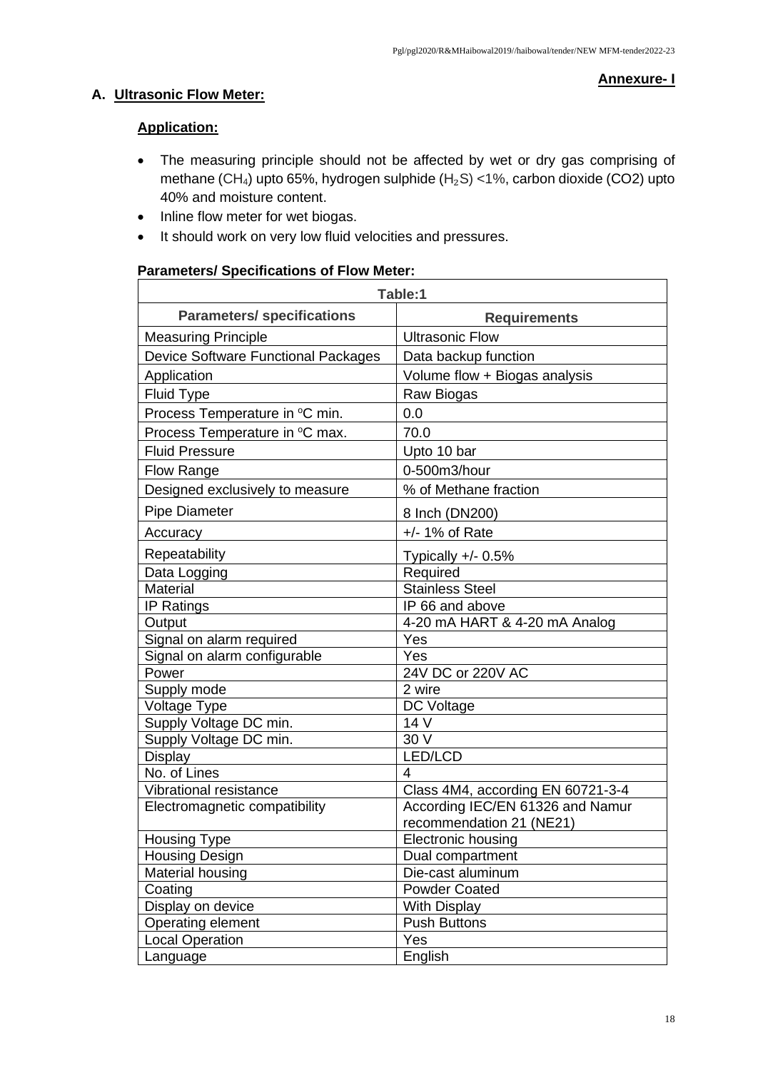**Annexure- I**

## A. Ultrasonic Flow Meter:

### Application:

- The measuring principle should not be affected by wet or dry gas comprising of methane ($CH_4$) upto 65%, hydrogen sulphide ($H_2S$) <1%, carbon dioxide ($CO_2$) upto 40% and moisture content.
- Inline flow meter for wet biogas.
- It should work on very low fluid velocities and pressures.

### Parameters/ Specifications of Flow Meter:

| Table:1 | |
|---|---|
| **Parameters/ specifications** | **Requirements** |
| Measuring Principle | Ultrasonic Flow |
| Device Software Functional Packages | Data backup function |
| Application | Volume flow + Biogas analysis |
| Fluid Type | Raw Biogas |
| Process Temperature in $^{o}$C min. | 0.0 |
| Process Temperature in $^{o}$C max. | 70.0 |
| Fluid Pressure | Upto 10 bar |
| Flow Range | 0-500m3/hour |
| Designed exclusively to measure | % of Methane fraction |
| Pipe Diameter | 8 Inch (DN200) |
| Accuracy | +/- 1% of Rate |
| Repeatability | Typically +/- 0.5% |
| Data Logging | Required |
| Material | Stainless Steel |
| IP Ratings | IP 66 and above |
| Output | 4-20 mA HART & 4-20 mA Analog |
| Signal on alarm required | Yes |
| Signal on alarm configurable | Yes |
| Power | 24V DC or 220V AC |
| Supply mode | 2 wire |
| Voltage Type | DC Voltage |
| Supply Voltage DC min. | 14 V |
| Supply Voltage DC min. | 30 V |
| Display | LED/LCD |
| No. of Lines | 4 |
| Vibrational resistance | Class 4M4, according EN 60721-3-4 |
| Electromagnetic compatibility | According IEC/EN 61326 and Namur recommendation 21 (NE21) |
| Housing Type | Electronic housing |
| Housing Design | Dual compartment |
| Material housing | Die-cast aluminum |
| Coating | Powder Coated |
| Display on device | With Display |
| Operating element | Push Buttons |
| Local Operation | Yes |
| Language | English |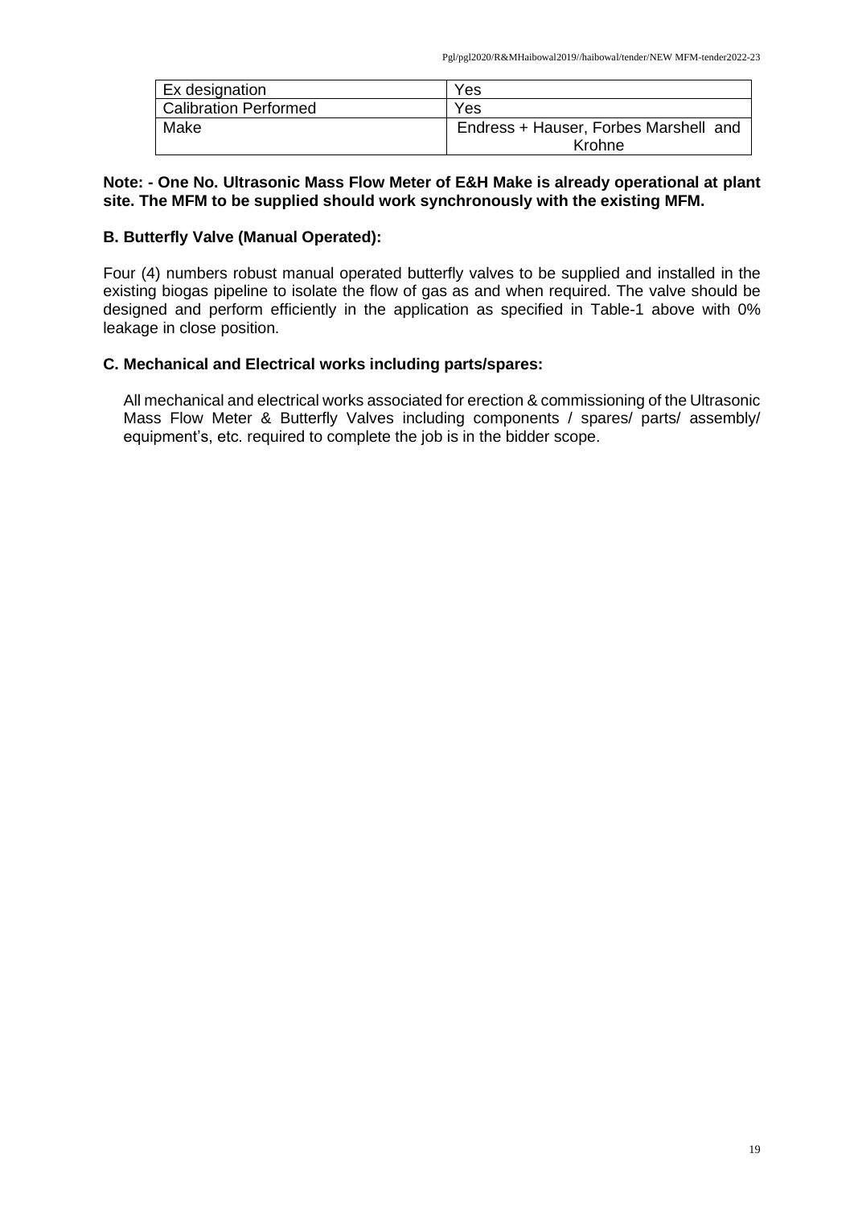| Ex designation | Yes |
| --- | --- |
| Calibration Performed | Yes |
| Make | Endress + Hauser, Forbes Marshell and Krohne |

**Note: - One No. Ultrasonic Mass Flow Meter of E&H Make is already operational at plant site. The MFM to be supplied should work synchronously with the existing MFM.**

### B. Butterfly Valve (Manual Operated):

Four (4) numbers robust manual operated butterfly valves to be supplied and installed in the existing biogas pipeline to isolate the flow of gas as and when required. The valve should be designed and perform efficiently in the application as specified in Table-1 above with 0% leakage in close position.

### C. Mechanical and Electrical works including parts/spares:

All mechanical and electrical works associated for erection & commissioning of the Ultrasonic Mass Flow Meter & Butterfly Valves including components / spares/ parts/ assembly/ equipment's, etc. required to complete the job is in the bidder scope.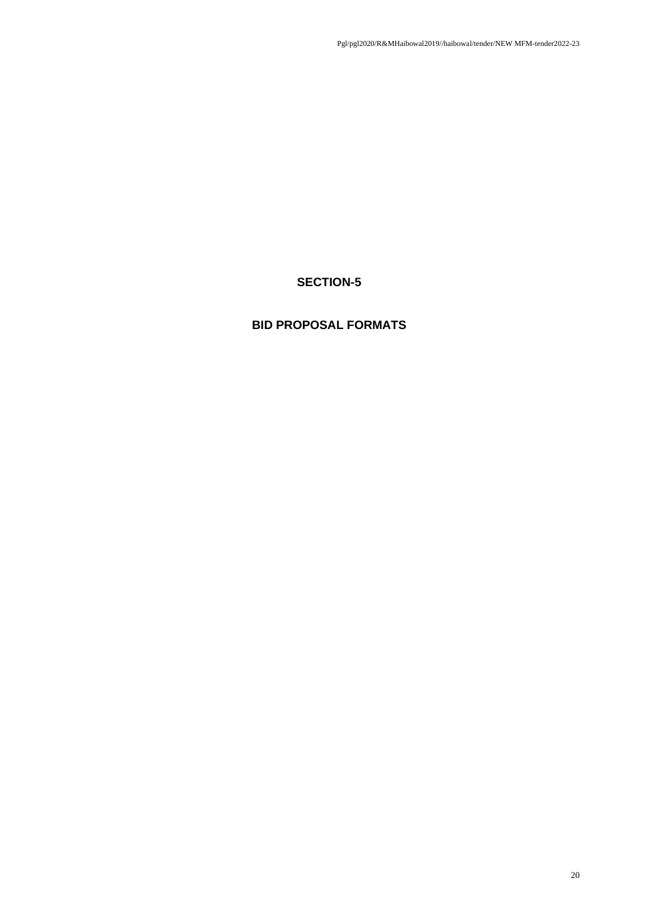# SECTION-5

# BID PROPOSAL FORMATS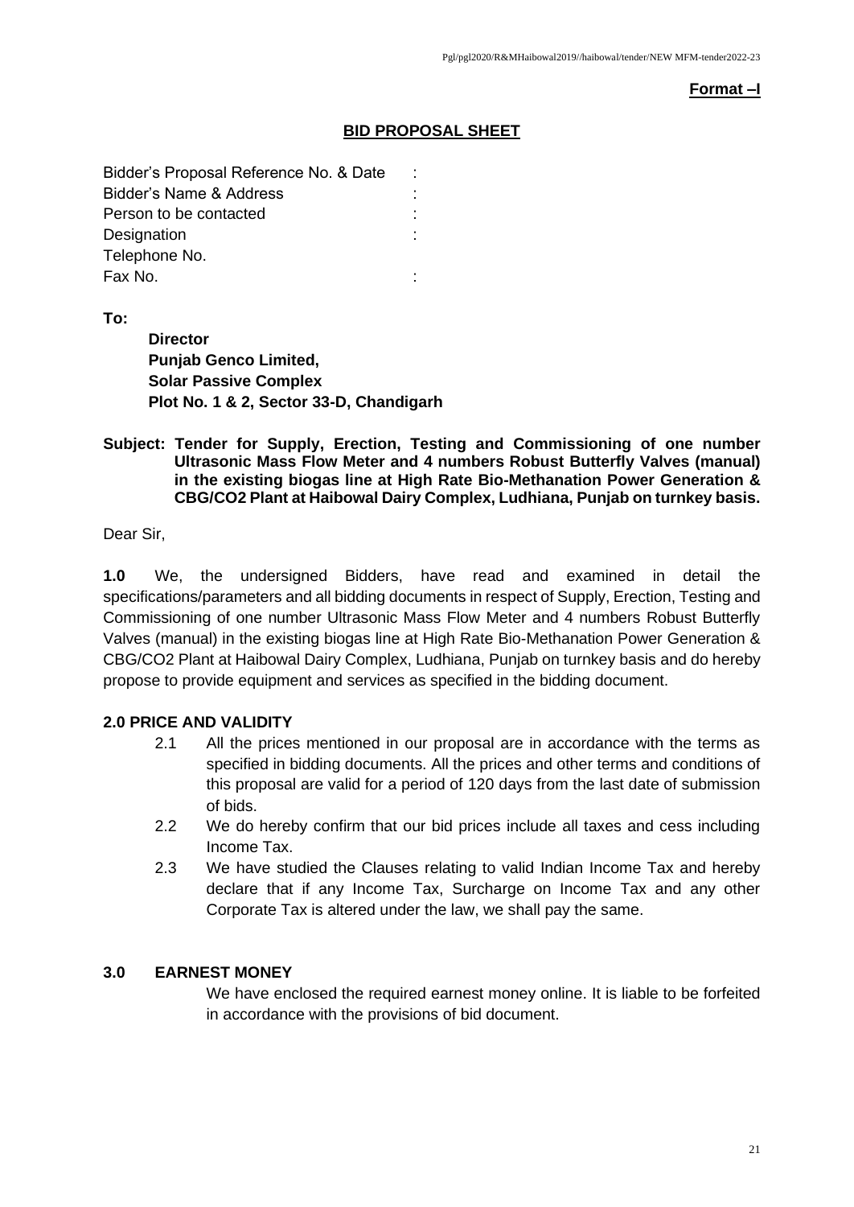**Format –I**

## BID PROPOSAL SHEET

Bidder's Proposal Reference No. & Date :
Bidder's Name & Address :
Person to be contacted :
Designation :
Telephone No.
Fax No. :

**To:**

**Director**
**Punjab Genco Limited,**
**Solar Passive Complex**
**Plot No. 1 & 2, Sector 33-D, Chandigarh**

**Subject: Tender for Supply, Erection, Testing and Commissioning of one number Ultrasonic Mass Flow Meter and 4 numbers Robust Butterfly Valves (manual) in the existing biogas line at High Rate Bio-Methanation Power Generation & CBG/CO2 Plant at Haibowal Dairy Complex, Ludhiana, Punjab on turnkey basis.**

Dear Sir,

**1.0** We, the undersigned Bidders, have read and examined in detail the specifications/parameters and all bidding documents in respect of Supply, Erection, Testing and Commissioning of one number Ultrasonic Mass Flow Meter and 4 numbers Robust Butterfly Valves (manual) in the existing biogas line at High Rate Bio-Methanation Power Generation & CBG/CO2 Plant at Haibowal Dairy Complex, Ludhiana, Punjab on turnkey basis and do hereby propose to provide equipment and services as specified in the bidding document.

**2.0 PRICE AND VALIDITY**

2.1 All the prices mentioned in our proposal are in accordance with the terms as specified in bidding documents. All the prices and other terms and conditions of this proposal are valid for a period of 120 days from the last date of submission of bids.

2.2 We do hereby confirm that our bid prices include all taxes and cess including Income Tax.

2.3 We have studied the Clauses relating to valid Indian Income Tax and hereby declare that if any Income Tax, Surcharge on Income Tax and any other Corporate Tax is altered under the law, we shall pay the same.

**3.0 EARNEST MONEY**

We have enclosed the required earnest money online. It is liable to be forfeited in accordance with the provisions of bid document.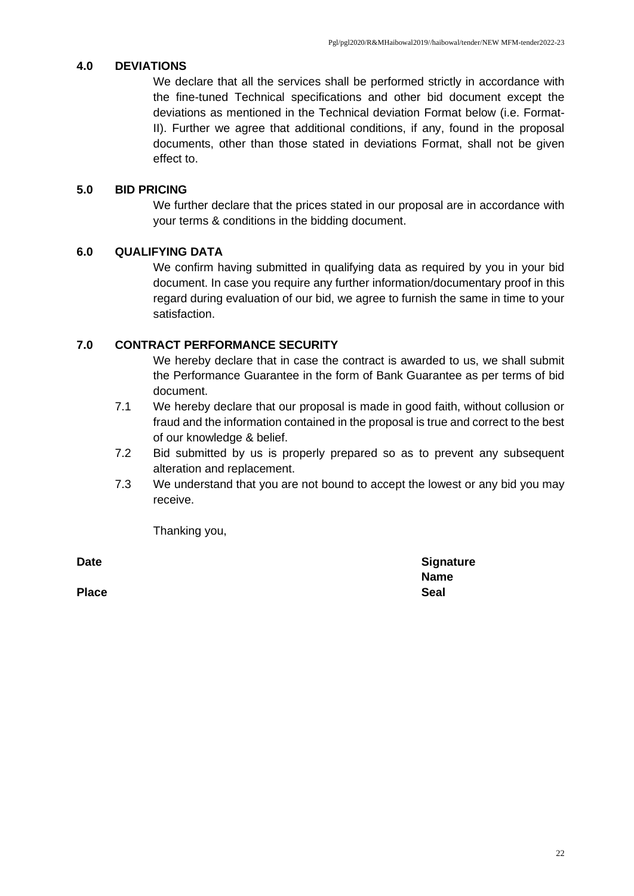## 4.0 DEVIATIONS

We declare that all the services shall be performed strictly in accordance with the fine-tuned Technical specifications and other bid document except the deviations as mentioned in the Technical deviation Format below (i.e. Format-II). Further we agree that additional conditions, if any, found in the proposal documents, other than those stated in deviations Format, shall not be given effect to.

## 5.0 BID PRICING

We further declare that the prices stated in our proposal are in accordance with your terms & conditions in the bidding document.

## 6.0 QUALIFYING DATA

We confirm having submitted in qualifying data as required by you in your bid document. In case you require any further information/documentary proof in this regard during evaluation of our bid, we agree to furnish the same in time to your satisfaction.

## 7.0 CONTRACT PERFORMANCE SECURITY

We hereby declare that in case the contract is awarded to us, we shall submit the Performance Guarantee in the form of Bank Guarantee as per terms of bid document.

7.1 We hereby declare that our proposal is made in good faith, without collusion or fraud and the information contained in the proposal is true and correct to the best of our knowledge & belief.

7.2 Bid submitted by us is properly prepared so as to prevent any subsequent alteration and replacement.

7.3 We understand that you are not bound to accept the lowest or any bid you may receive.

Thanking you,

**Date** **Signature**

**Name**

**Place** **Seal**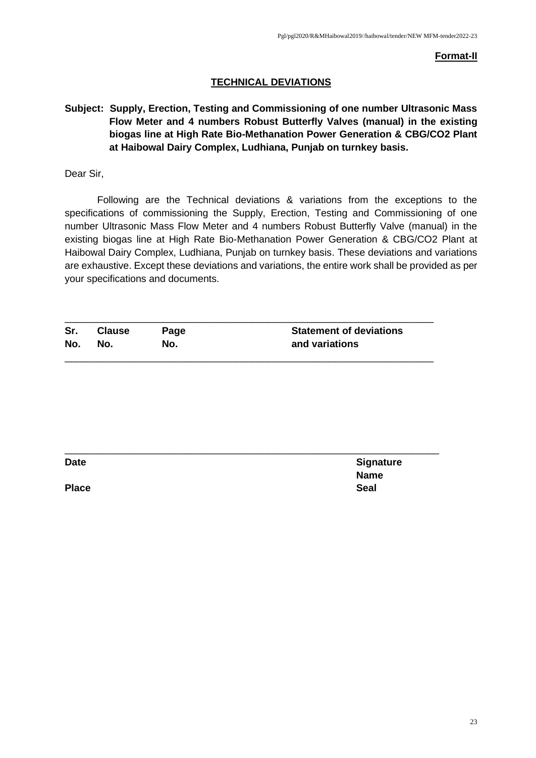**Format-II**

## TECHNICAL DEVIATIONS

**Subject: Supply, Erection, Testing and Commissioning of one number Ultrasonic Mass Flow Meter and 4 numbers Robust Butterfly Valves (manual) in the existing biogas line at High Rate Bio-Methanation Power Generation & CBG/CO2 Plant at Haibowal Dairy Complex, Ludhiana, Punjab on turnkey basis.**

Dear Sir,

Following are the Technical deviations & variations from the exceptions to the specifications of commissioning the Supply, Erection, Testing and Commissioning of one number Ultrasonic Mass Flow Meter and 4 numbers Robust Butterfly Valve (manual) in the existing biogas line at High Rate Bio-Methanation Power Generation & CBG/CO2 Plant at Haibowal Dairy Complex, Ludhiana, Punjab on turnkey basis. These deviations and variations are exhaustive. Except these deviations and variations, the entire work shall be provided as per your specifications and documents.

| Sr. No. | Clause No. | Page No. | Statement of deviations and variations |
|---|---|---|---|
| | | | |

**Date**

**Place**

**Signature**
**Name**
**Seal**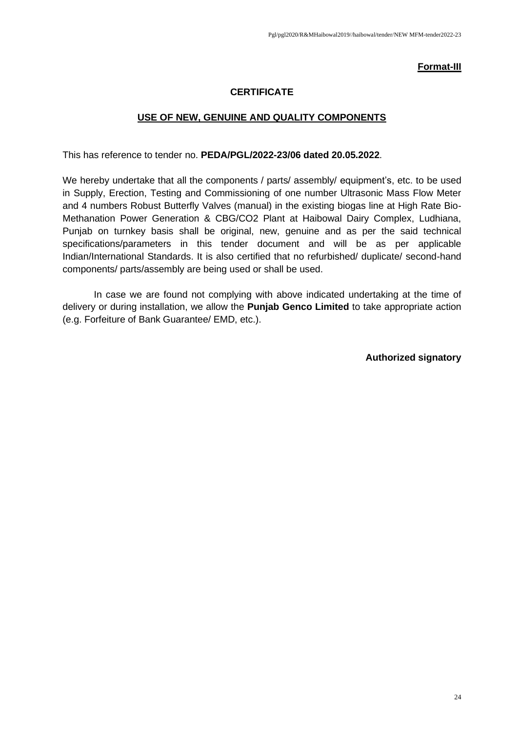**Format-III**

## CERTIFICATE

### USE OF NEW, GENUINE AND QUALITY COMPONENTS

This has reference to tender no. **PEDA/PGL/2022-23/06 dated 20.05.2022**.

We hereby undertake that all the components / parts/ assembly/ equipment's, etc. to be used in Supply, Erection, Testing and Commissioning of one number Ultrasonic Mass Flow Meter and 4 numbers Robust Butterfly Valves (manual) in the existing biogas line at High Rate Bio-Methanation Power Generation & CBG/CO2 Plant at Haibowal Dairy Complex, Ludhiana, Punjab on turnkey basis shall be original, new, genuine and as per the said technical specifications/parameters in this tender document and will be as per applicable Indian/International Standards. It is also certified that no refurbished/ duplicate/ second-hand components/ parts/assembly are being used or shall be used.

In case we are found not complying with above indicated undertaking at the time of delivery or during installation, we allow the **Punjab Genco Limited** to take appropriate action (e.g. Forfeiture of Bank Guarantee/ EMD, etc.).

**Authorized signatory**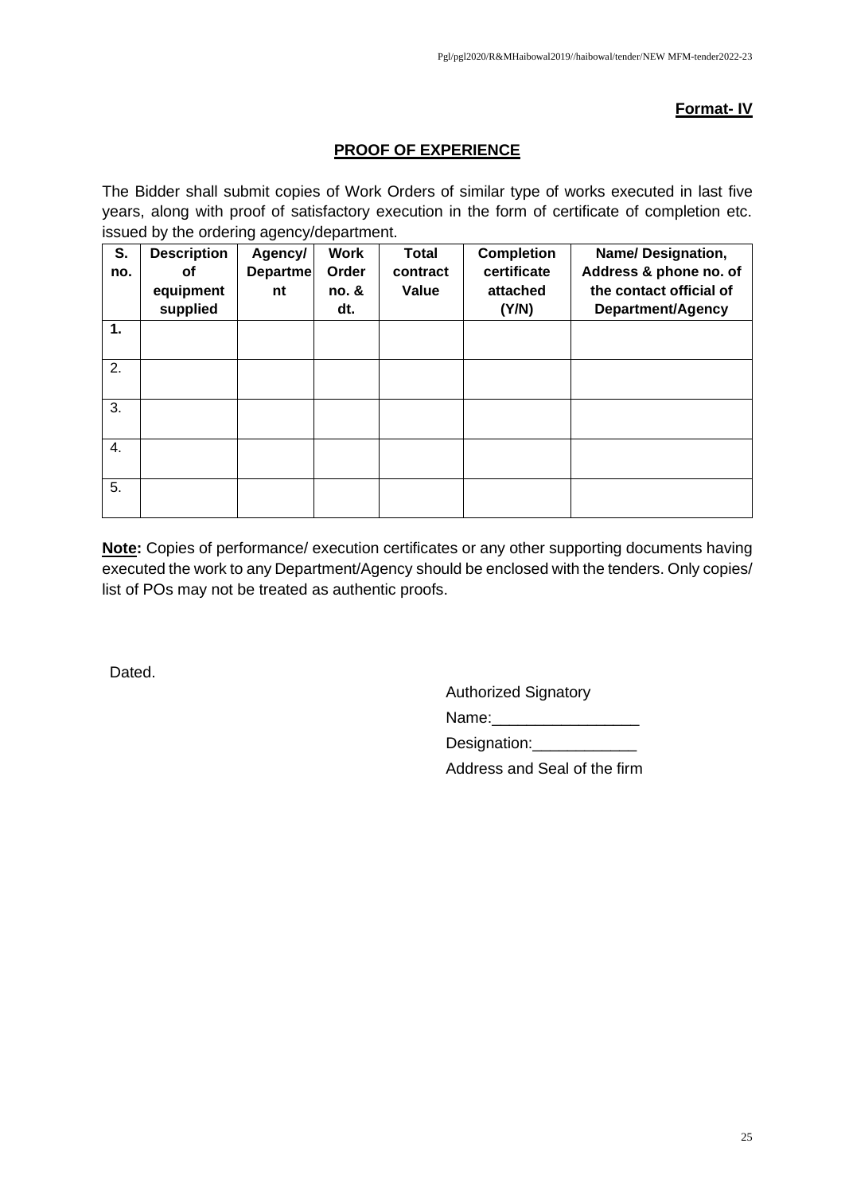**Format- IV**

## PROOF OF EXPERIENCE

The Bidder shall submit copies of Work Orders of similar type of works executed in last five years, along with proof of satisfactory execution in the form of certificate of completion etc. issued by the ordering agency/department.

| S. no. | Description of equipment supplied | Agency/ Department | Work Order no. & dt. | Total contract Value | Completion certificate attached (Y/N) | Name/ Designation, Address & phone no. of the contact official of Department/Agency |
|---|---|---|---|---|---|---|
| **1.** | | | | | | |
| 2. | | | | | | |
| 3. | | | | | | |
| 4. | | | | | | |
| 5. | | | | | | |

**Note:** Copies of performance/ execution certificates or any other supporting documents having executed the work to any Department/Agency should be enclosed with the tenders. Only copies/ list of POs may not be treated as authentic proofs.

Dated.

Authorized Signatory

Name:_________________

Designation:____________

Address and Seal of the firm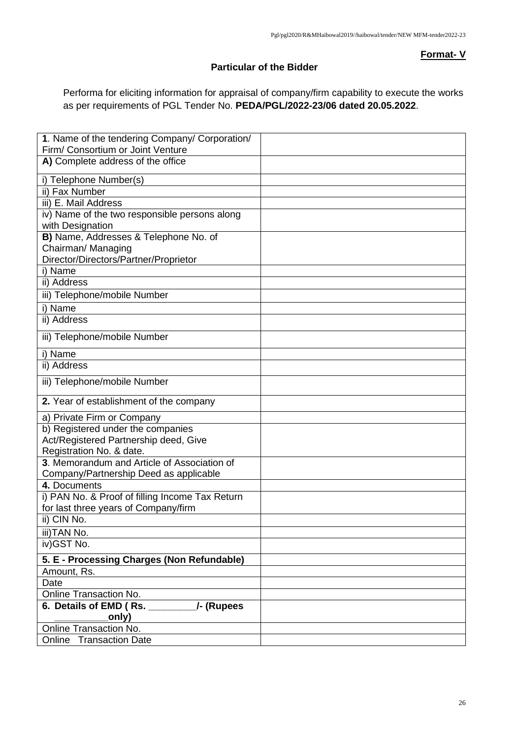**Format- V**

**Particular of the Bidder**

Performa for eliciting information for appraisal of company/firm capability to execute the works as per requirements of PGL Tender No. **PEDA/PGL/2022-23/06 dated 20.05.2022**.

| | |
|---|---|
| **1**. Name of the tendering Company/ Corporation/ Firm/ Consortium or Joint Venture | |
| **A)** Complete address of the office | |
| i) Telephone Number(s) | |
| ii) Fax Number | |
| iii) E. Mail Address | |
| iv) Name of the two responsible persons along with Designation | |
| **B)** Name, Addresses & Telephone No. of Chairman/ Managing Director/Directors/Partner/Proprietor | |
| i) Name | |
| ii) Address | |
| iii) Telephone/mobile Number | |
| i) Name | |
| ii) Address | |
| iii) Telephone/mobile Number | |
| i) Name | |
| ii) Address | |
| iii) Telephone/mobile Number | |
| **2.** Year of establishment of the company | |
| a) Private Firm or Company | |
| b) Registered under the companies Act/Registered Partnership deed, Give Registration No. & date. | |
| **3**. Memorandum and Article of Association of Company/Partnership Deed as applicable | |
| **4.** Documents | |
| i) PAN No. & Proof of filling Income Tax Return for last three years of Company/firm | |
| ii) CIN No. | |
| iii)TAN No. | |
| iv)GST No. | |
| **5. E - Processing Charges (Non Refundable)** | |
| Amount, Rs. | |
| Date | |
| Online Transaction No. | |
| **6. Details of EMD ( Rs. _________/- (Rupees __________only)** | |
| Online Transaction No. | |
| Online Transaction Date | |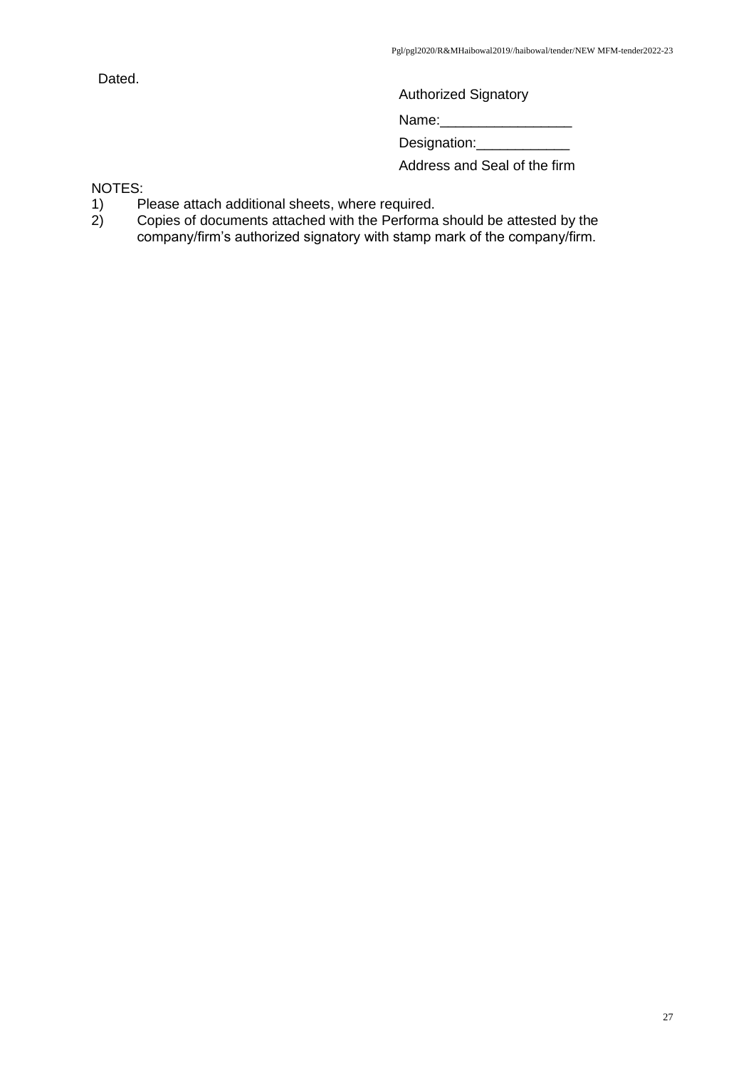Dated.

Authorized Signatory

Name:_________________

Designation:____________

Address and Seal of the firm

NOTES:

1) Please attach additional sheets, where required.
2) Copies of documents attached with the Performa should be attested by the company/firm's authorized signatory with stamp mark of the company/firm.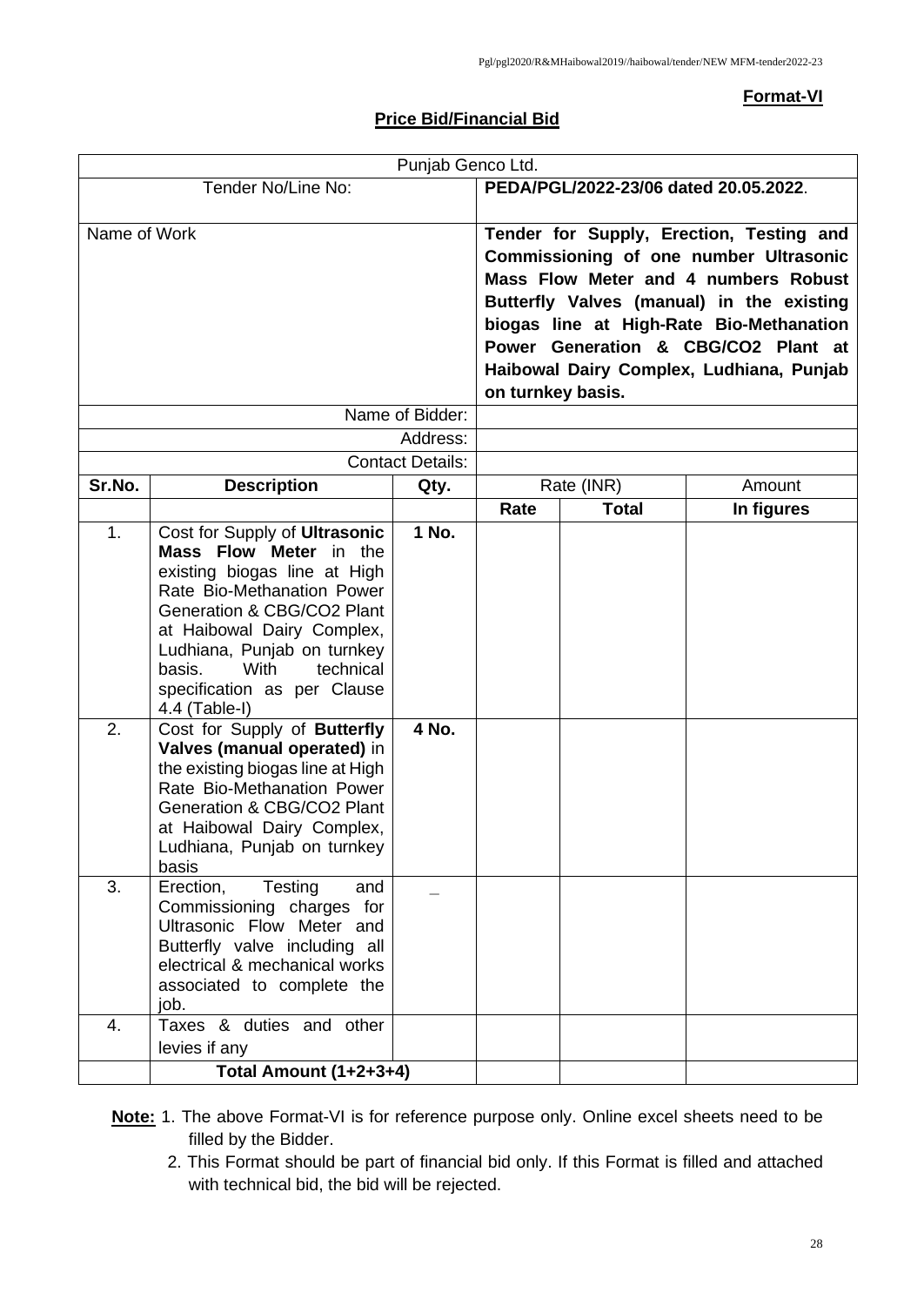**Format-VI**

**Price Bid/Financial Bid**

| Punjab Genco Ltd. | | | | | |
|---|---|---|---|---|---|
| Tender No/Line No: | | | **PEDA/PGL/2022-23/06 dated 20.05.2022**. | | |
| Name of Work | | | **Tender for Supply, Erection, Testing and Commissioning of one number Ultrasonic Mass Flow Meter and 4 numbers Robust Butterfly Valves (manual) in the existing biogas line at High-Rate Bio-Methanation Power Generation & CBG/CO2 Plant at Haibowal Dairy Complex, Ludhiana, Punjab on turnkey basis.** | | |
| | | Name of Bidder: | | | |
| | | Address: | | | |
| | | Contact Details: | | | |
| **Sr.No.** | **Description** | **Qty.** | Rate (INR) | | Amount |
| | | | **Rate** | **Total** | **In figures** |
| 1. | Cost for Supply of **Ultrasonic Mass Flow Meter** in the existing biogas line at High Rate Bio-Methanation Power Generation & CBG/CO2 Plant at Haibowal Dairy Complex, Ludhiana, Punjab on turnkey basis. With technical specification as per Clause 4.4 (Table-I) | **1 No.** | | | |
| 2. | Cost for Supply of **Butterfly Valves (manual operated)** in the existing biogas line at High Rate Bio-Methanation Power Generation & CBG/CO2 Plant at Haibowal Dairy Complex, Ludhiana, Punjab on turnkey basis | **4 No.** | | | |
| 3. | Erection, Testing and Commissioning charges for Ultrasonic Flow Meter and Butterfly valve including all electrical & mechanical works associated to complete the job. | _ | | | |
| 4. | Taxes & duties and other levies if any | | | | |
| | **Total Amount (1+2+3+4)** | | | | |

**Note:** 1. The above Format-VI is for reference purpose only. Online excel sheets need to be filled by the Bidder.

2. This Format should be part of financial bid only. If this Format is filled and attached with technical bid, the bid will be rejected.